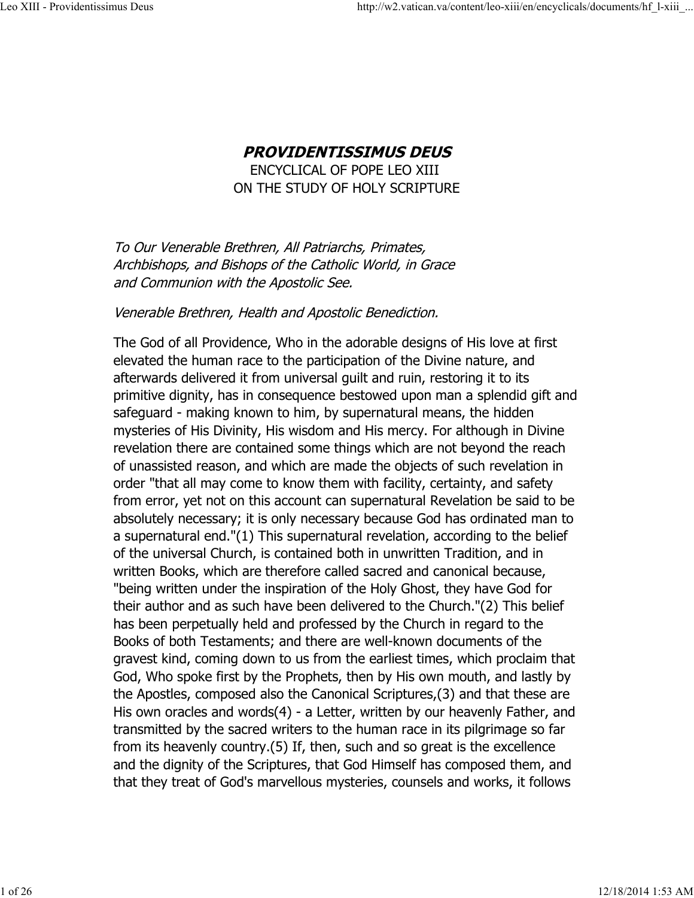# *PROVIDENTISSIMUS DEUS*

ENCYCLICAL OF POPE LEO XIII
ON THE STUDY OF HOLY SCRIPTURE

*To Our Venerable Brethren, All Patriarchs, Primates, Archbishops, and Bishops of the Catholic World, in Grace and Communion with the Apostolic See.*

*Venerable Brethren, Health and Apostolic Benediction.*

The God of all Providence, Who in the adorable designs of His love at first elevated the human race to the participation of the Divine nature, and afterwards delivered it from universal guilt and ruin, restoring it to its primitive dignity, has in consequence bestowed upon man a splendid gift and safeguard - making known to him, by supernatural means, the hidden mysteries of His Divinity, His wisdom and His mercy. For although in Divine revelation there are contained some things which are not beyond the reach of unassisted reason, and which are made the objects of such revelation in order "that all may come to know them with facility, certainty, and safety from error, yet not on this account can supernatural Revelation be said to be absolutely necessary; it is only necessary because God has ordinated man to a supernatural end."(1) This supernatural revelation, according to the belief of the universal Church, is contained both in unwritten Tradition, and in written Books, which are therefore called sacred and canonical because, "being written under the inspiration of the Holy Ghost, they have God for their author and as such have been delivered to the Church."(2) This belief has been perpetually held and professed by the Church in regard to the Books of both Testaments; and there are well-known documents of the gravest kind, coming down to us from the earliest times, which proclaim that God, Who spoke first by the Prophets, then by His own mouth, and lastly by the Apostles, composed also the Canonical Scriptures,(3) and that these are His own oracles and words(4) - a Letter, written by our heavenly Father, and transmitted by the sacred writers to the human race in its pilgrimage so far from its heavenly country.(5) If, then, such and so great is the excellence and the dignity of the Scriptures, that God Himself has composed them, and that they treat of God's marvellous mysteries, counsels and works, it follows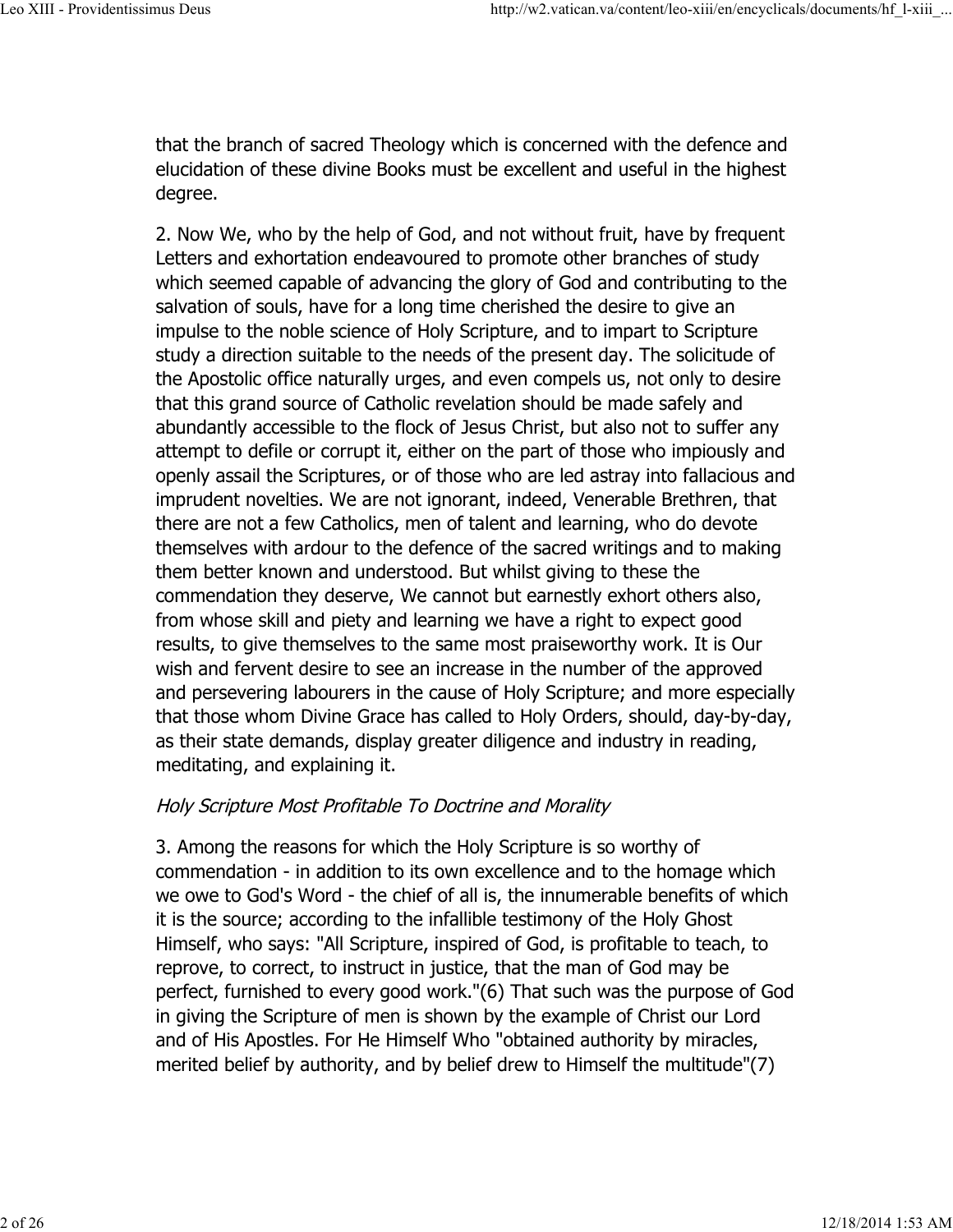that the branch of sacred Theology which is concerned with the defence and elucidation of these divine Books must be excellent and useful in the highest degree.

2. Now We, who by the help of God, and not without fruit, have by frequent Letters and exhortation endeavoured to promote other branches of study which seemed capable of advancing the glory of God and contributing to the salvation of souls, have for a long time cherished the desire to give an impulse to the noble science of Holy Scripture, and to impart to Scripture study a direction suitable to the needs of the present day. The solicitude of the Apostolic office naturally urges, and even compels us, not only to desire that this grand source of Catholic revelation should be made safely and abundantly accessible to the flock of Jesus Christ, but also not to suffer any attempt to defile or corrupt it, either on the part of those who impiously and openly assail the Scriptures, or of those who are led astray into fallacious and imprudent novelties. We are not ignorant, indeed, Venerable Brethren, that there are not a few Catholics, men of talent and learning, who do devote themselves with ardour to the defence of the sacred writings and to making them better known and understood. But whilst giving to these the commendation they deserve, We cannot but earnestly exhort others also, from whose skill and piety and learning we have a right to expect good results, to give themselves to the same most praiseworthy work. It is Our wish and fervent desire to see an increase in the number of the approved and persevering labourers in the cause of Holy Scripture; and more especially that those whom Divine Grace has called to Holy Orders, should, day-by-day, as their state demands, display greater diligence and industry in reading, meditating, and explaining it.

*Holy Scripture Most Profitable To Doctrine and Morality*

3. Among the reasons for which the Holy Scripture is so worthy of commendation - in addition to its own excellence and to the homage which we owe to God's Word - the chief of all is, the innumerable benefits of which it is the source; according to the infallible testimony of the Holy Ghost Himself, who says: "All Scripture, inspired of God, is profitable to teach, to reprove, to correct, to instruct in justice, that the man of God may be perfect, furnished to every good work."(6) That such was the purpose of God in giving the Scripture of men is shown by the example of Christ our Lord and of His Apostles. For He Himself Who "obtained authority by miracles, merited belief by authority, and by belief drew to Himself the multitude"(7)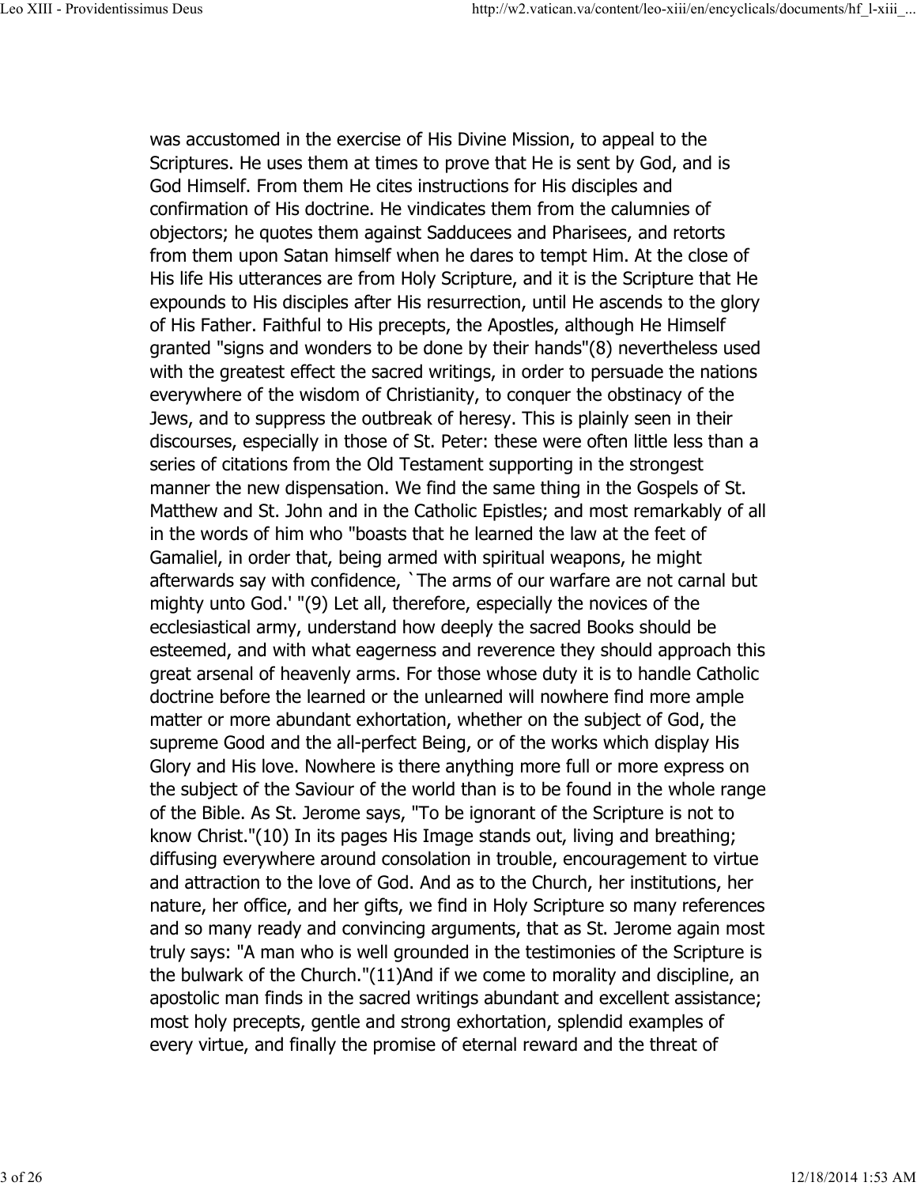was accustomed in the exercise of His Divine Mission, to appeal to the Scriptures. He uses them at times to prove that He is sent by God, and is God Himself. From them He cites instructions for His disciples and confirmation of His doctrine. He vindicates them from the calumnies of objectors; he quotes them against Sadducees and Pharisees, and retorts from them upon Satan himself when he dares to tempt Him. At the close of His life His utterances are from Holy Scripture, and it is the Scripture that He expounds to His disciples after His resurrection, until He ascends to the glory of His Father. Faithful to His precepts, the Apostles, although He Himself granted "signs and wonders to be done by their hands"(8) nevertheless used with the greatest effect the sacred writings, in order to persuade the nations everywhere of the wisdom of Christianity, to conquer the obstinacy of the Jews, and to suppress the outbreak of heresy. This is plainly seen in their discourses, especially in those of St. Peter: these were often little less than a series of citations from the Old Testament supporting in the strongest manner the new dispensation. We find the same thing in the Gospels of St. Matthew and St. John and in the Catholic Epistles; and most remarkably of all in the words of him who "boasts that he learned the law at the feet of Gamaliel, in order that, being armed with spiritual weapons, he might afterwards say with confidence, `The arms of our warfare are not carnal but mighty unto God.' "(9) Let all, therefore, especially the novices of the ecclesiastical army, understand how deeply the sacred Books should be esteemed, and with what eagerness and reverence they should approach this great arsenal of heavenly arms. For those whose duty it is to handle Catholic doctrine before the learned or the unlearned will nowhere find more ample matter or more abundant exhortation, whether on the subject of God, the supreme Good and the all-perfect Being, or of the works which display His Glory and His love. Nowhere is there anything more full or more express on the subject of the Saviour of the world than is to be found in the whole range of the Bible. As St. Jerome says, "To be ignorant of the Scripture is not to know Christ."(10) In its pages His Image stands out, living and breathing; diffusing everywhere around consolation in trouble, encouragement to virtue and attraction to the love of God. And as to the Church, her institutions, her nature, her office, and her gifts, we find in Holy Scripture so many references and so many ready and convincing arguments, that as St. Jerome again most truly says: "A man who is well grounded in the testimonies of the Scripture is the bulwark of the Church."(11)And if we come to morality and discipline, an apostolic man finds in the sacred writings abundant and excellent assistance; most holy precepts, gentle and strong exhortation, splendid examples of every virtue, and finally the promise of eternal reward and the threat of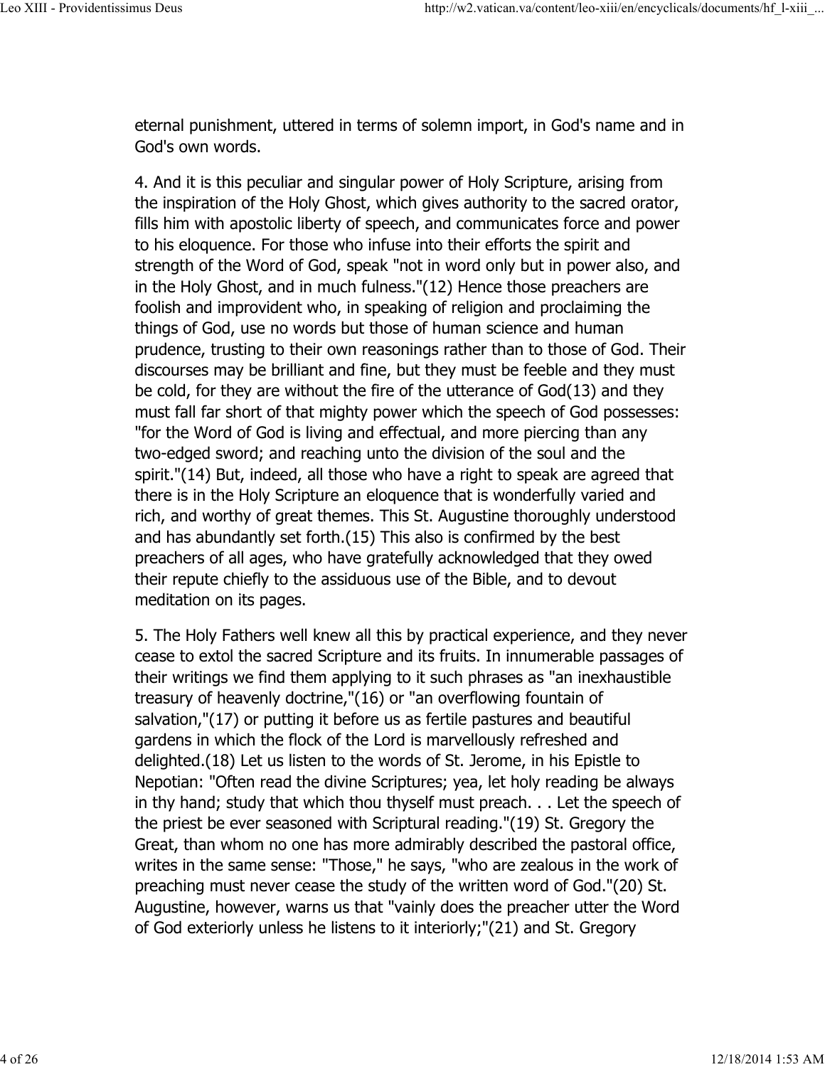eternal punishment, uttered in terms of solemn import, in God's name and in God's own words.

4. And it is this peculiar and singular power of Holy Scripture, arising from the inspiration of the Holy Ghost, which gives authority to the sacred orator, fills him with apostolic liberty of speech, and communicates force and power to his eloquence. For those who infuse into their efforts the spirit and strength of the Word of God, speak "not in word only but in power also, and in the Holy Ghost, and in much fulness."(12) Hence those preachers are foolish and improvident who, in speaking of religion and proclaiming the things of God, use no words but those of human science and human prudence, trusting to their own reasonings rather than to those of God. Their discourses may be brilliant and fine, but they must be feeble and they must be cold, for they are without the fire of the utterance of God(13) and they must fall far short of that mighty power which the speech of God possesses: "for the Word of God is living and effectual, and more piercing than any two-edged sword; and reaching unto the division of the soul and the spirit."(14) But, indeed, all those who have a right to speak are agreed that there is in the Holy Scripture an eloquence that is wonderfully varied and rich, and worthy of great themes. This St. Augustine thoroughly understood and has abundantly set forth.(15) This also is confirmed by the best preachers of all ages, who have gratefully acknowledged that they owed their repute chiefly to the assiduous use of the Bible, and to devout meditation on its pages.

5. The Holy Fathers well knew all this by practical experience, and they never cease to extol the sacred Scripture and its fruits. In innumerable passages of their writings we find them applying to it such phrases as "an inexhaustible treasury of heavenly doctrine,"(16) or "an overflowing fountain of salvation,"(17) or putting it before us as fertile pastures and beautiful gardens in which the flock of the Lord is marvellously refreshed and delighted.(18) Let us listen to the words of St. Jerome, in his Epistle to Nepotian: "Often read the divine Scriptures; yea, let holy reading be always in thy hand; study that which thou thyself must preach. . . Let the speech of the priest be ever seasoned with Scriptural reading."(19) St. Gregory the Great, than whom no one has more admirably described the pastoral office, writes in the same sense: "Those," he says, "who are zealous in the work of preaching must never cease the study of the written word of God."(20) St. Augustine, however, warns us that "vainly does the preacher utter the Word of God exteriorly unless he listens to it interiorly;"(21) and St. Gregory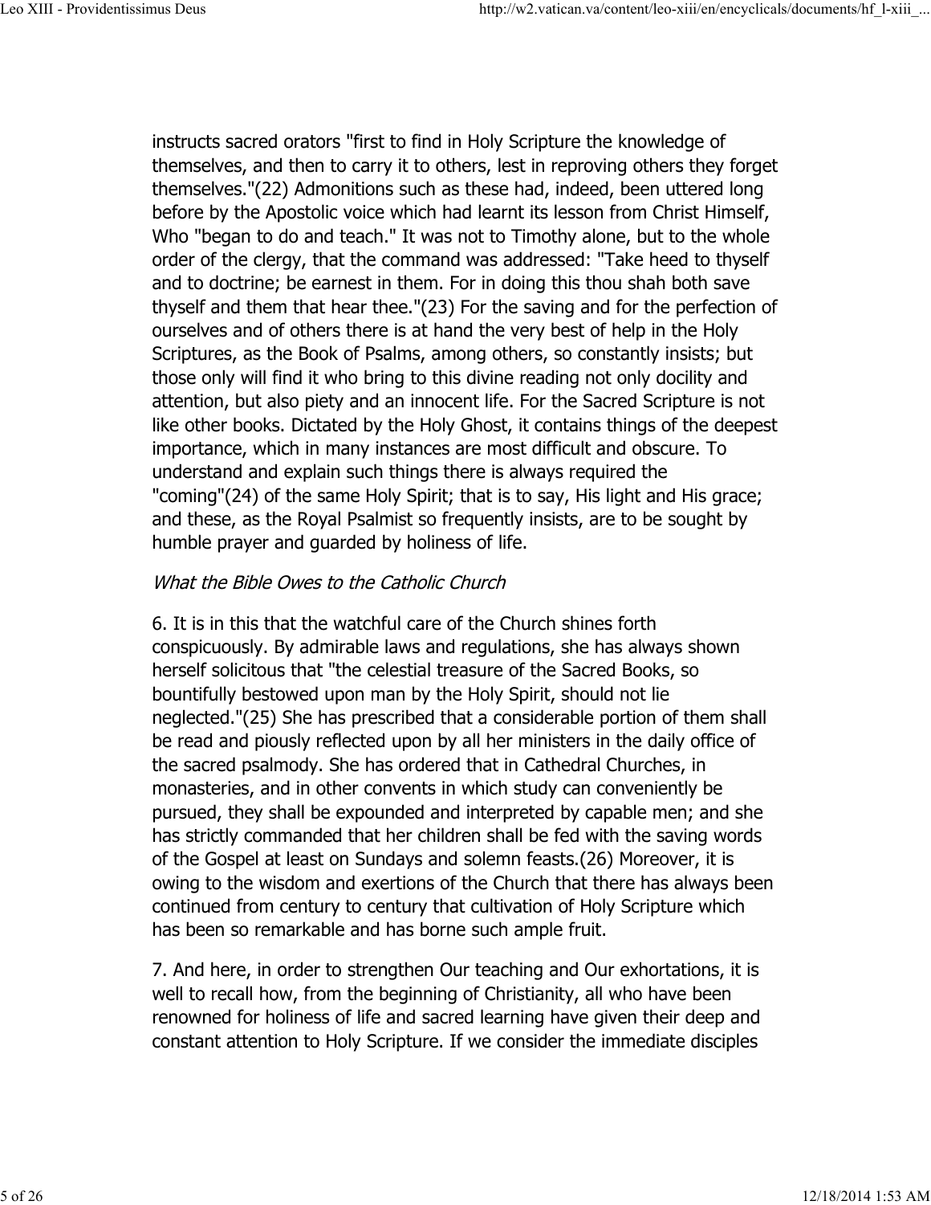instructs sacred orators "first to find in Holy Scripture the knowledge of themselves, and then to carry it to others, lest in reproving others they forget themselves."(22) Admonitions such as these had, indeed, been uttered long before by the Apostolic voice which had learnt its lesson from Christ Himself, Who "began to do and teach." It was not to Timothy alone, but to the whole order of the clergy, that the command was addressed: "Take heed to thyself and to doctrine; be earnest in them. For in doing this thou shah both save thyself and them that hear thee."(23) For the saving and for the perfection of ourselves and of others there is at hand the very best of help in the Holy Scriptures, as the Book of Psalms, among others, so constantly insists; but those only will find it who bring to this divine reading not only docility and attention, but also piety and an innocent life. For the Sacred Scripture is not like other books. Dictated by the Holy Ghost, it contains things of the deepest importance, which in many instances are most difficult and obscure. To understand and explain such things there is always required the "coming"(24) of the same Holy Spirit; that is to say, His light and His grace; and these, as the Royal Psalmist so frequently insists, are to be sought by humble prayer and guarded by holiness of life.

*What the Bible Owes to the Catholic Church*

6. It is in this that the watchful care of the Church shines forth conspicuously. By admirable laws and regulations, she has always shown herself solicitous that "the celestial treasure of the Sacred Books, so bountifully bestowed upon man by the Holy Spirit, should not lie neglected."(25) She has prescribed that a considerable portion of them shall be read and piously reflected upon by all her ministers in the daily office of the sacred psalmody. She has ordered that in Cathedral Churches, in monasteries, and in other convents in which study can conveniently be pursued, they shall be expounded and interpreted by capable men; and she has strictly commanded that her children shall be fed with the saving words of the Gospel at least on Sundays and solemn feasts.(26) Moreover, it is owing to the wisdom and exertions of the Church that there has always been continued from century to century that cultivation of Holy Scripture which has been so remarkable and has borne such ample fruit.

7. And here, in order to strengthen Our teaching and Our exhortations, it is well to recall how, from the beginning of Christianity, all who have been renowned for holiness of life and sacred learning have given their deep and constant attention to Holy Scripture. If we consider the immediate disciples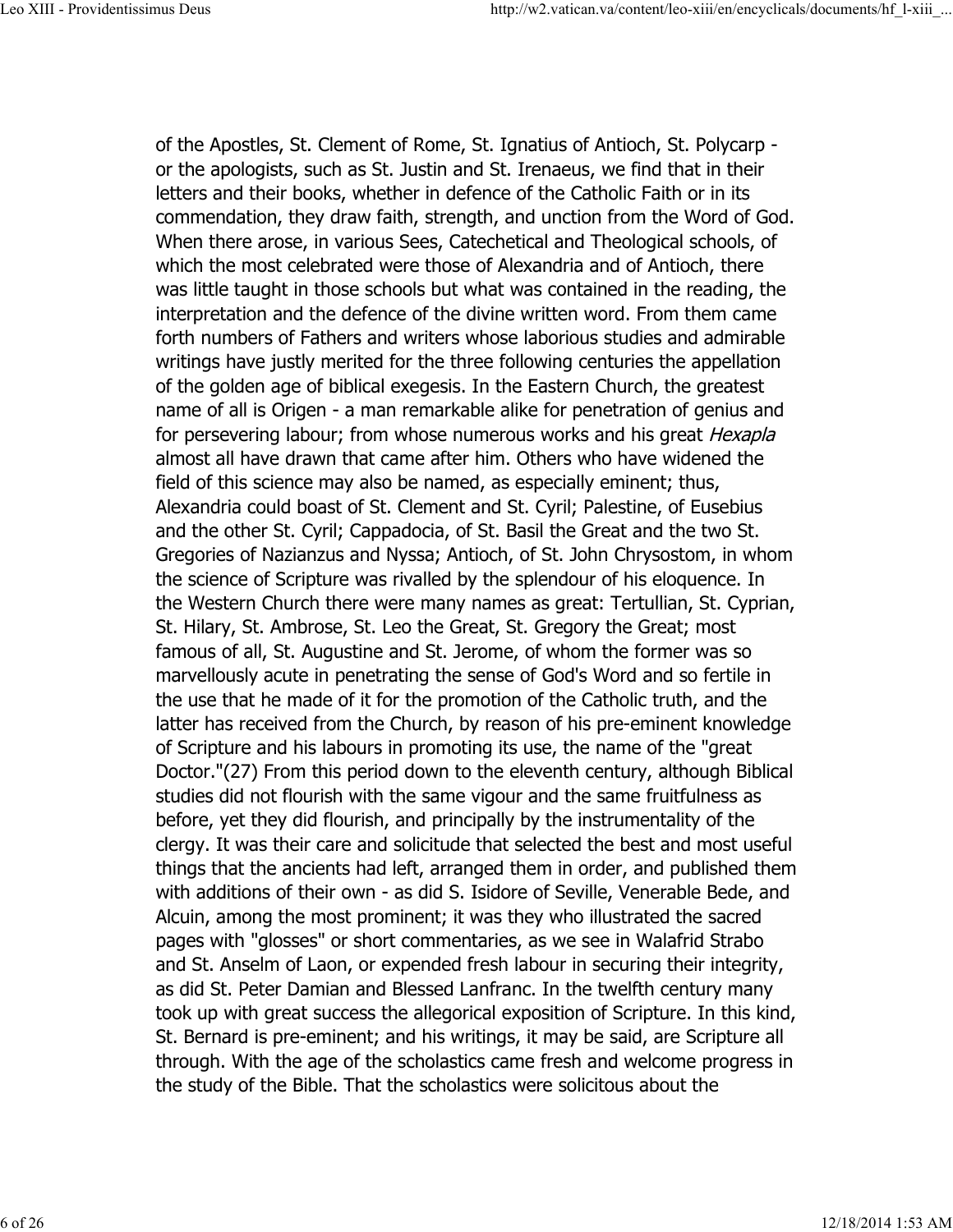of the Apostles, St. Clement of Rome, St. Ignatius of Antioch, St. Polycarp - or the apologists, such as St. Justin and St. Irenaeus, we find that in their letters and their books, whether in defence of the Catholic Faith or in its commendation, they draw faith, strength, and unction from the Word of God. When there arose, in various Sees, Catechetical and Theological schools, of which the most celebrated were those of Alexandria and of Antioch, there was little taught in those schools but what was contained in the reading, the interpretation and the defence of the divine written word. From them came forth numbers of Fathers and writers whose laborious studies and admirable writings have justly merited for the three following centuries the appellation of the golden age of biblical exegesis. In the Eastern Church, the greatest name of all is Origen - a man remarkable alike for penetration of genius and for persevering labour; from whose numerous works and his great *Hexapla* almost all have drawn that came after him. Others who have widened the field of this science may also be named, as especially eminent; thus, Alexandria could boast of St. Clement and St. Cyril; Palestine, of Eusebius and the other St. Cyril; Cappadocia, of St. Basil the Great and the two St. Gregories of Nazianzus and Nyssa; Antioch, of St. John Chrysostom, in whom the science of Scripture was rivalled by the splendour of his eloquence. In the Western Church there were many names as great: Tertullian, St. Cyprian, St. Hilary, St. Ambrose, St. Leo the Great, St. Gregory the Great; most famous of all, St. Augustine and St. Jerome, of whom the former was so marvellously acute in penetrating the sense of God's Word and so fertile in the use that he made of it for the promotion of the Catholic truth, and the latter has received from the Church, by reason of his pre-eminent knowledge of Scripture and his labours in promoting its use, the name of the "great Doctor."(27) From this period down to the eleventh century, although Biblical studies did not flourish with the same vigour and the same fruitfulness as before, yet they did flourish, and principally by the instrumentality of the clergy. It was their care and solicitude that selected the best and most useful things that the ancients had left, arranged them in order, and published them with additions of their own - as did S. Isidore of Seville, Venerable Bede, and Alcuin, among the most prominent; it was they who illustrated the sacred pages with "glosses" or short commentaries, as we see in Walafrid Strabo and St. Anselm of Laon, or expended fresh labour in securing their integrity, as did St. Peter Damian and Blessed Lanfranc. In the twelfth century many took up with great success the allegorical exposition of Scripture. In this kind, St. Bernard is pre-eminent; and his writings, it may be said, are Scripture all through. With the age of the scholastics came fresh and welcome progress in the study of the Bible. That the scholastics were solicitous about the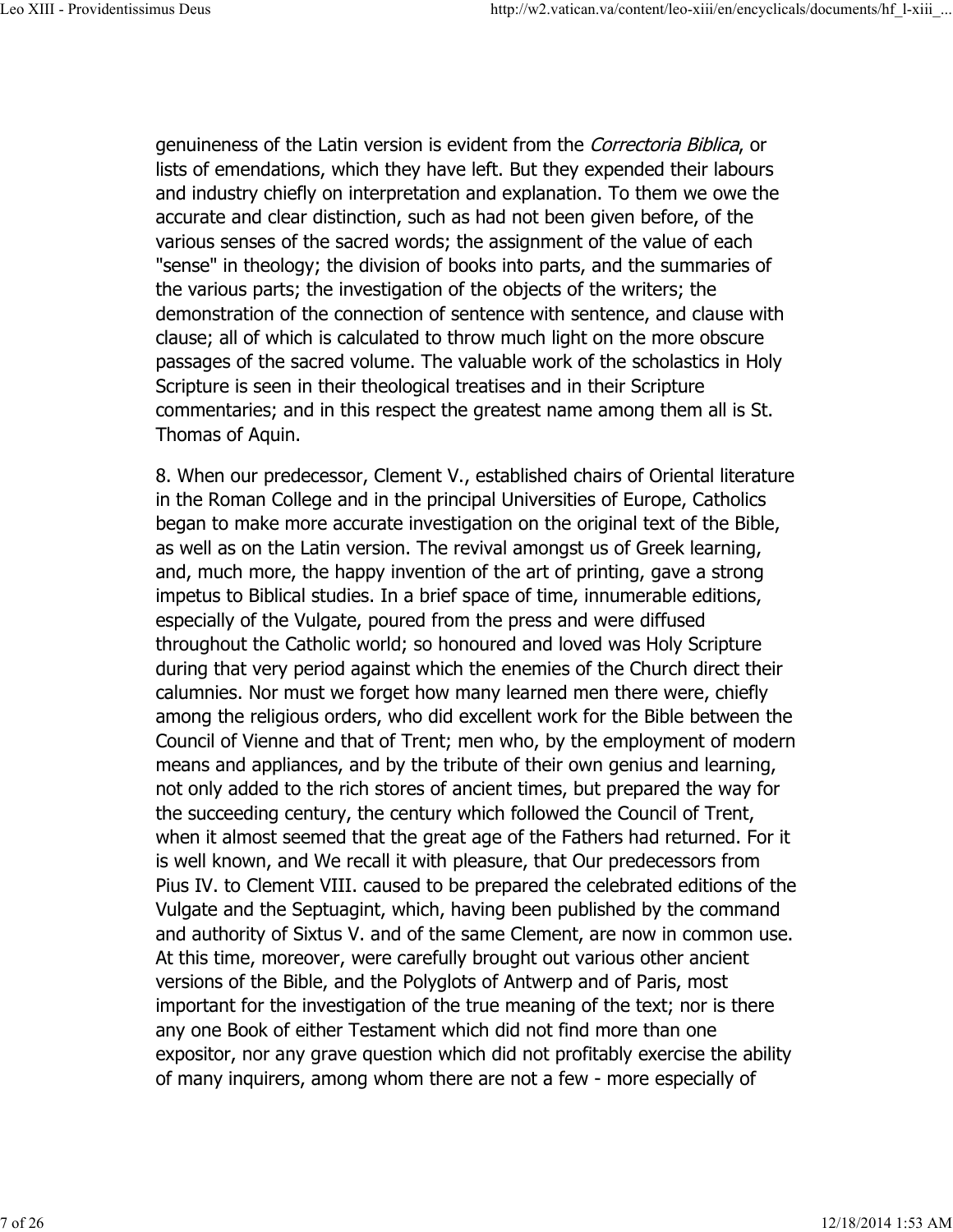genuineness of the Latin version is evident from the *Correctoria Biblica*, or lists of emendations, which they have left. But they expended their labours and industry chiefly on interpretation and explanation. To them we owe the accurate and clear distinction, such as had not been given before, of the various senses of the sacred words; the assignment of the value of each "sense" in theology; the division of books into parts, and the summaries of the various parts; the investigation of the objects of the writers; the demonstration of the connection of sentence with sentence, and clause with clause; all of which is calculated to throw much light on the more obscure passages of the sacred volume. The valuable work of the scholastics in Holy Scripture is seen in their theological treatises and in their Scripture commentaries; and in this respect the greatest name among them all is St. Thomas of Aquin.

8. When our predecessor, Clement V., established chairs of Oriental literature in the Roman College and in the principal Universities of Europe, Catholics began to make more accurate investigation on the original text of the Bible, as well as on the Latin version. The revival amongst us of Greek learning, and, much more, the happy invention of the art of printing, gave a strong impetus to Biblical studies. In a brief space of time, innumerable editions, especially of the Vulgate, poured from the press and were diffused throughout the Catholic world; so honoured and loved was Holy Scripture during that very period against which the enemies of the Church direct their calumnies. Nor must we forget how many learned men there were, chiefly among the religious orders, who did excellent work for the Bible between the Council of Vienne and that of Trent; men who, by the employment of modern means and appliances, and by the tribute of their own genius and learning, not only added to the rich stores of ancient times, but prepared the way for the succeeding century, the century which followed the Council of Trent, when it almost seemed that the great age of the Fathers had returned. For it is well known, and We recall it with pleasure, that Our predecessors from Pius IV. to Clement VIII. caused to be prepared the celebrated editions of the Vulgate and the Septuagint, which, having been published by the command and authority of Sixtus V. and of the same Clement, are now in common use. At this time, moreover, were carefully brought out various other ancient versions of the Bible, and the Polyglots of Antwerp and of Paris, most important for the investigation of the true meaning of the text; nor is there any one Book of either Testament which did not find more than one expositor, nor any grave question which did not profitably exercise the ability of many inquirers, among whom there are not a few - more especially of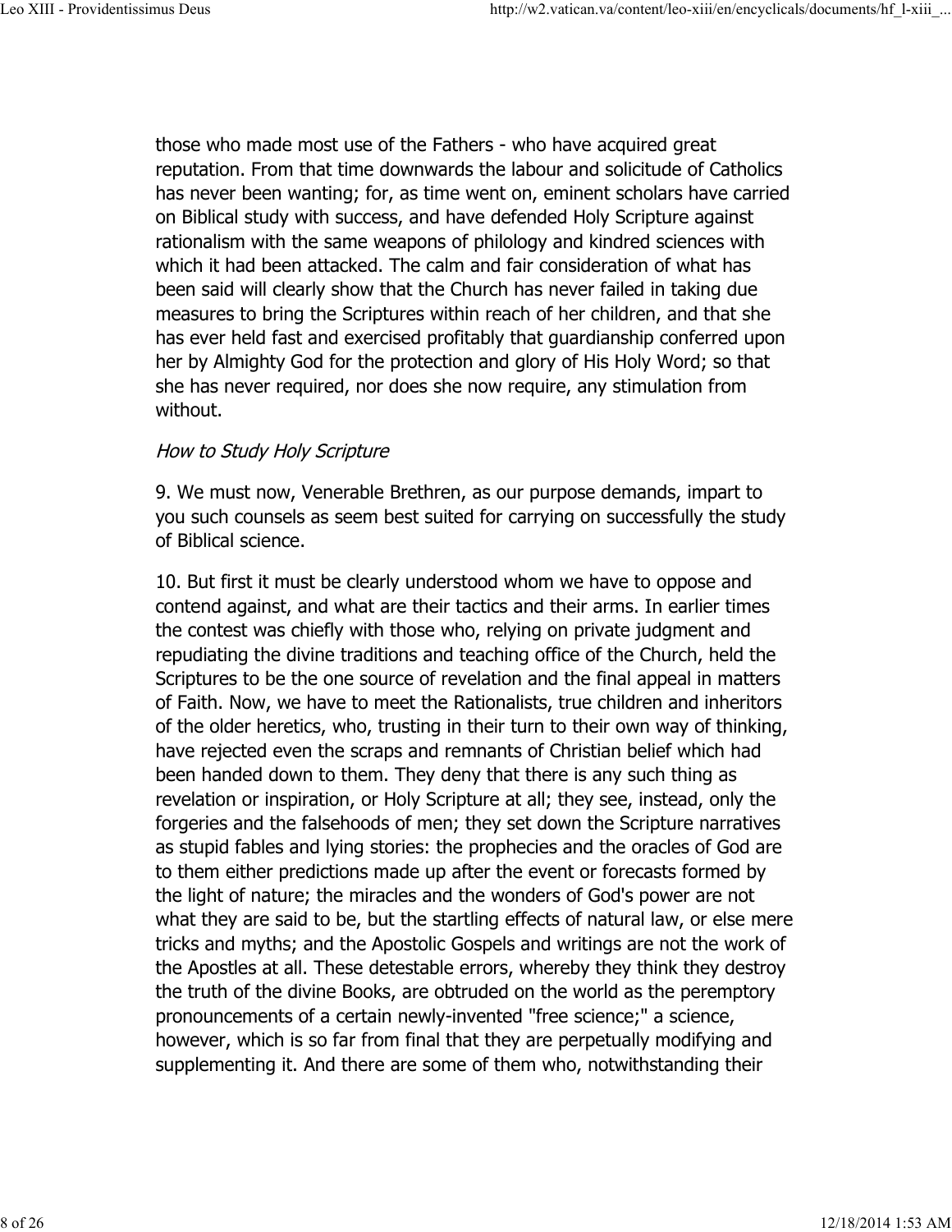those who made most use of the Fathers - who have acquired great reputation. From that time downwards the labour and solicitude of Catholics has never been wanting; for, as time went on, eminent scholars have carried on Biblical study with success, and have defended Holy Scripture against rationalism with the same weapons of philology and kindred sciences with which it had been attacked. The calm and fair consideration of what has been said will clearly show that the Church has never failed in taking due measures to bring the Scriptures within reach of her children, and that she has ever held fast and exercised profitably that guardianship conferred upon her by Almighty God for the protection and glory of His Holy Word; so that she has never required, nor does she now require, any stimulation from without.

*How to Study Holy Scripture*

9. We must now, Venerable Brethren, as our purpose demands, impart to you such counsels as seem best suited for carrying on successfully the study of Biblical science.

10. But first it must be clearly understood whom we have to oppose and contend against, and what are their tactics and their arms. In earlier times the contest was chiefly with those who, relying on private judgment and repudiating the divine traditions and teaching office of the Church, held the Scriptures to be the one source of revelation and the final appeal in matters of Faith. Now, we have to meet the Rationalists, true children and inheritors of the older heretics, who, trusting in their turn to their own way of thinking, have rejected even the scraps and remnants of Christian belief which had been handed down to them. They deny that there is any such thing as revelation or inspiration, or Holy Scripture at all; they see, instead, only the forgeries and the falsehoods of men; they set down the Scripture narratives as stupid fables and lying stories: the prophecies and the oracles of God are to them either predictions made up after the event or forecasts formed by the light of nature; the miracles and the wonders of God's power are not what they are said to be, but the startling effects of natural law, or else mere tricks and myths; and the Apostolic Gospels and writings are not the work of the Apostles at all. These detestable errors, whereby they think they destroy the truth of the divine Books, are obtruded on the world as the peremptory pronouncements of a certain newly-invented "free science;" a science, however, which is so far from final that they are perpetually modifying and supplementing it. And there are some of them who, notwithstanding their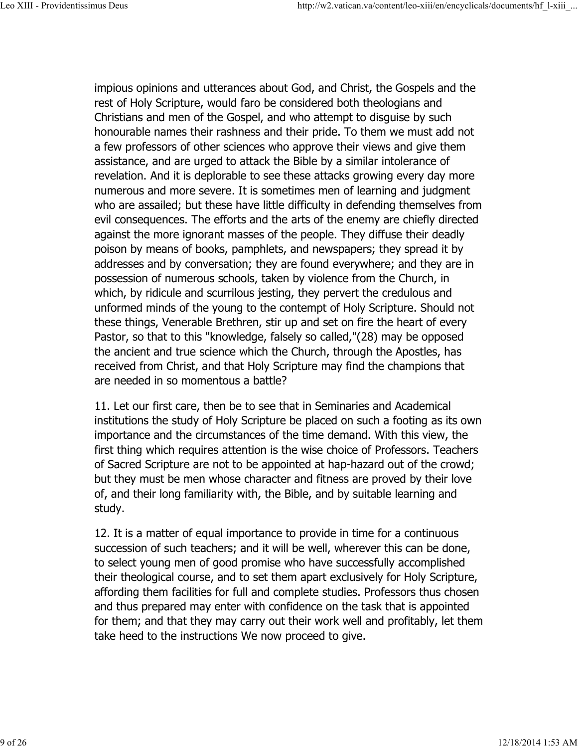impious opinions and utterances about God, and Christ, the Gospels and the rest of Holy Scripture, would faro be considered both theologians and Christians and men of the Gospel, and who attempt to disguise by such honourable names their rashness and their pride. To them we must add not a few professors of other sciences who approve their views and give them assistance, and are urged to attack the Bible by a similar intolerance of revelation. And it is deplorable to see these attacks growing every day more numerous and more severe. It is sometimes men of learning and judgment who are assailed; but these have little difficulty in defending themselves from evil consequences. The efforts and the arts of the enemy are chiefly directed against the more ignorant masses of the people. They diffuse their deadly poison by means of books, pamphlets, and newspapers; they spread it by addresses and by conversation; they are found everywhere; and they are in possession of numerous schools, taken by violence from the Church, in which, by ridicule and scurrilous jesting, they pervert the credulous and unformed minds of the young to the contempt of Holy Scripture. Should not these things, Venerable Brethren, stir up and set on fire the heart of every Pastor, so that to this "knowledge, falsely so called,"(28) may be opposed the ancient and true science which the Church, through the Apostles, has received from Christ, and that Holy Scripture may find the champions that are needed in so momentous a battle?

11. Let our first care, then be to see that in Seminaries and Academical institutions the study of Holy Scripture be placed on such a footing as its own importance and the circumstances of the time demand. With this view, the first thing which requires attention is the wise choice of Professors. Teachers of Sacred Scripture are not to be appointed at hap-hazard out of the crowd; but they must be men whose character and fitness are proved by their love of, and their long familiarity with, the Bible, and by suitable learning and study.

12. It is a matter of equal importance to provide in time for a continuous succession of such teachers; and it will be well, wherever this can be done, to select young men of good promise who have successfully accomplished their theological course, and to set them apart exclusively for Holy Scripture, affording them facilities for full and complete studies. Professors thus chosen and thus prepared may enter with confidence on the task that is appointed for them; and that they may carry out their work well and profitably, let them take heed to the instructions We now proceed to give.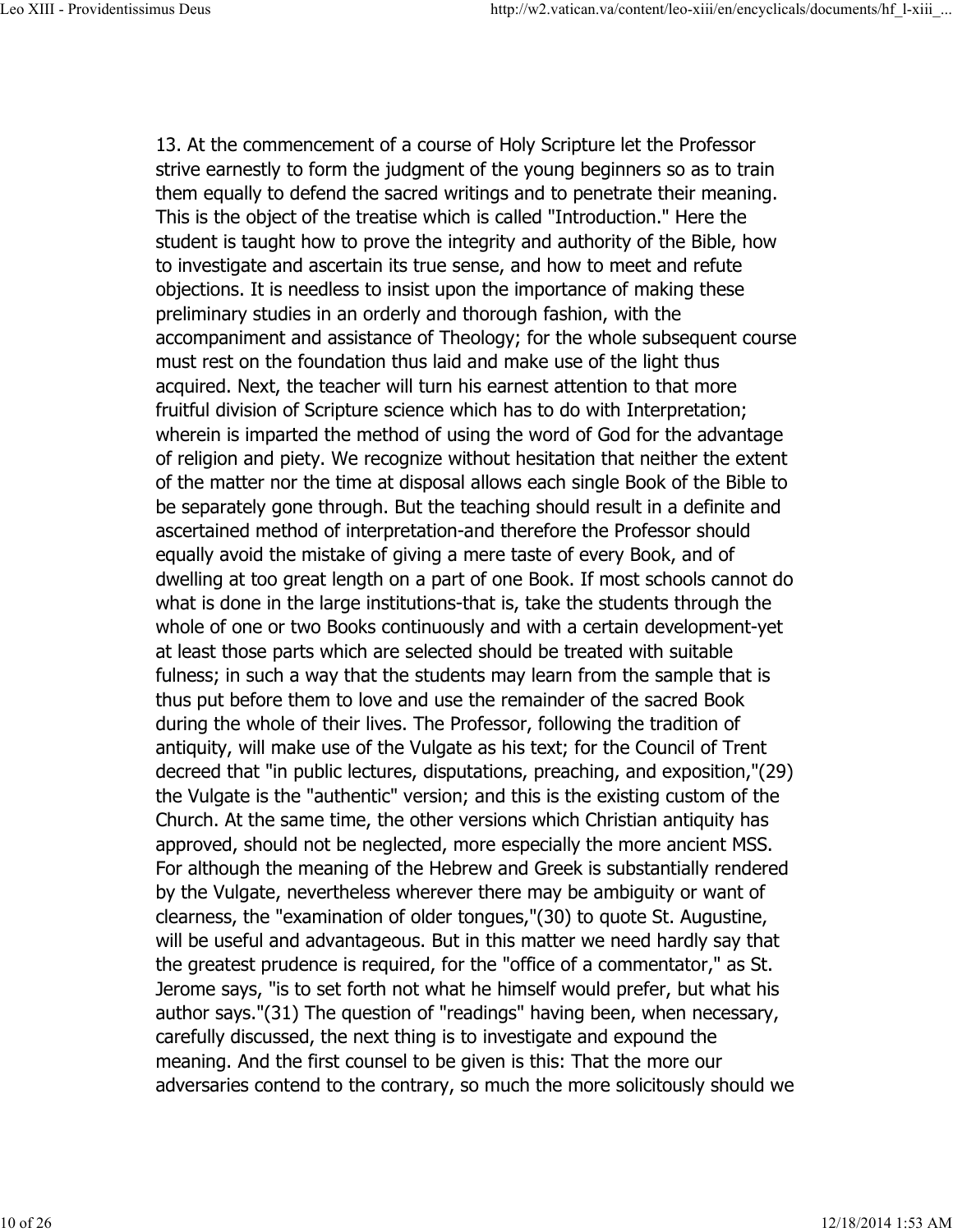13. At the commencement of a course of Holy Scripture let the Professor strive earnestly to form the judgment of the young beginners so as to train them equally to defend the sacred writings and to penetrate their meaning. This is the object of the treatise which is called "Introduction." Here the student is taught how to prove the integrity and authority of the Bible, how to investigate and ascertain its true sense, and how to meet and refute objections. It is needless to insist upon the importance of making these preliminary studies in an orderly and thorough fashion, with the accompaniment and assistance of Theology; for the whole subsequent course must rest on the foundation thus laid and make use of the light thus acquired. Next, the teacher will turn his earnest attention to that more fruitful division of Scripture science which has to do with Interpretation; wherein is imparted the method of using the word of God for the advantage of religion and piety. We recognize without hesitation that neither the extent of the matter nor the time at disposal allows each single Book of the Bible to be separately gone through. But the teaching should result in a definite and ascertained method of interpretation-and therefore the Professor should equally avoid the mistake of giving a mere taste of every Book, and of dwelling at too great length on a part of one Book. If most schools cannot do what is done in the large institutions-that is, take the students through the whole of one or two Books continuously and with a certain development-yet at least those parts which are selected should be treated with suitable fulness; in such a way that the students may learn from the sample that is thus put before them to love and use the remainder of the sacred Book during the whole of their lives. The Professor, following the tradition of antiquity, will make use of the Vulgate as his text; for the Council of Trent decreed that "in public lectures, disputations, preaching, and exposition,"(29) the Vulgate is the "authentic" version; and this is the existing custom of the Church. At the same time, the other versions which Christian antiquity has approved, should not be neglected, more especially the more ancient MSS. For although the meaning of the Hebrew and Greek is substantially rendered by the Vulgate, nevertheless wherever there may be ambiguity or want of clearness, the "examination of older tongues,"(30) to quote St. Augustine, will be useful and advantageous. But in this matter we need hardly say that the greatest prudence is required, for the "office of a commentator," as St. Jerome says, "is to set forth not what he himself would prefer, but what his author says."(31) The question of "readings" having been, when necessary, carefully discussed, the next thing is to investigate and expound the meaning. And the first counsel to be given is this: That the more our adversaries contend to the contrary, so much the more solicitously should we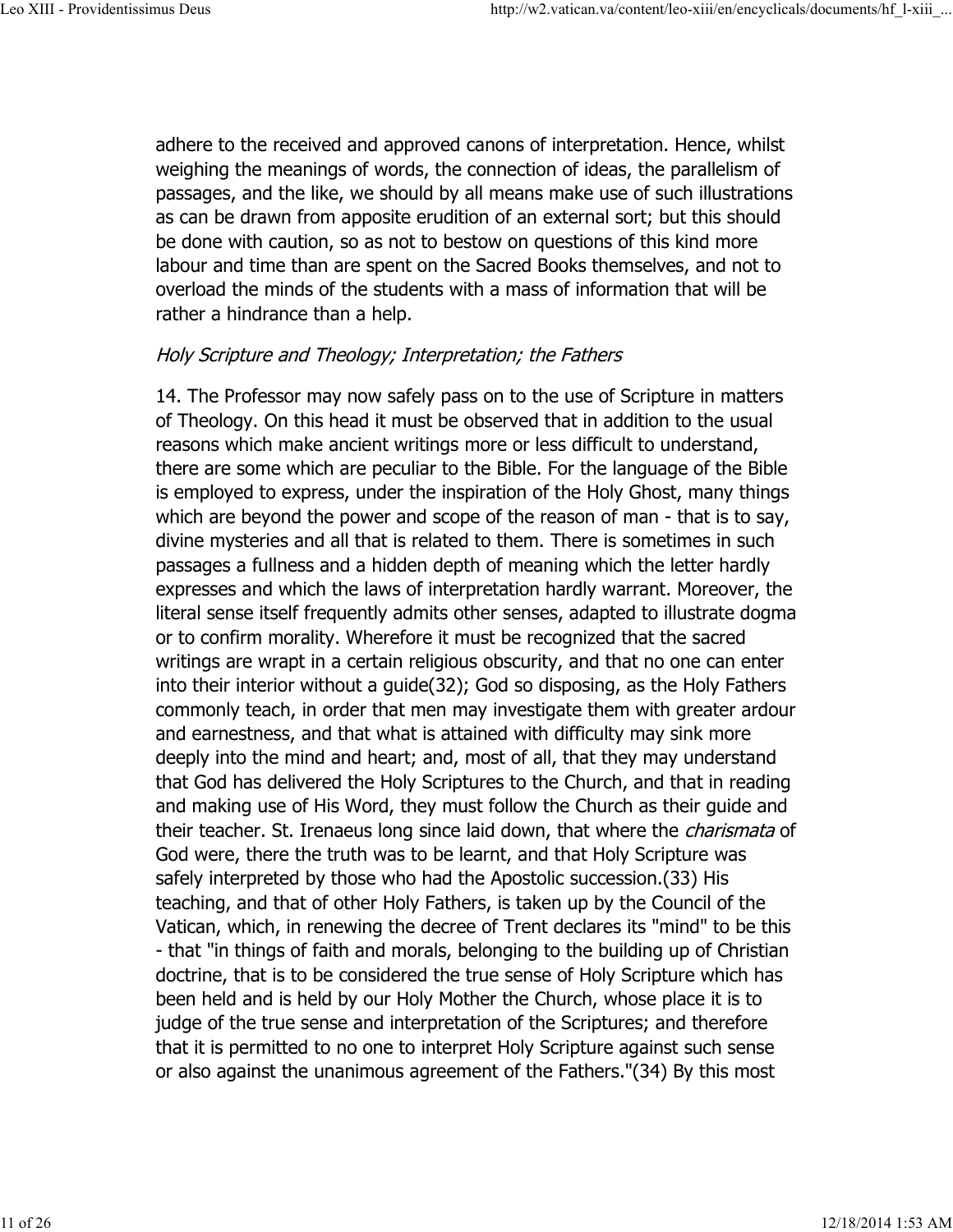adhere to the received and approved canons of interpretation. Hence, whilst weighing the meanings of words, the connection of ideas, the parallelism of passages, and the like, we should by all means make use of such illustrations as can be drawn from apposite erudition of an external sort; but this should be done with caution, so as not to bestow on questions of this kind more labour and time than are spent on the Sacred Books themselves, and not to overload the minds of the students with a mass of information that will be rather a hindrance than a help.

### *Holy Scripture and Theology; Interpretation; the Fathers*

14. The Professor may now safely pass on to the use of Scripture in matters of Theology. On this head it must be observed that in addition to the usual reasons which make ancient writings more or less difficult to understand, there are some which are peculiar to the Bible. For the language of the Bible is employed to express, under the inspiration of the Holy Ghost, many things which are beyond the power and scope of the reason of man - that is to say, divine mysteries and all that is related to them. There is sometimes in such passages a fullness and a hidden depth of meaning which the letter hardly expresses and which the laws of interpretation hardly warrant. Moreover, the literal sense itself frequently admits other senses, adapted to illustrate dogma or to confirm morality. Wherefore it must be recognized that the sacred writings are wrapt in a certain religious obscurity, and that no one can enter into their interior without a guide(32); God so disposing, as the Holy Fathers commonly teach, in order that men may investigate them with greater ardour and earnestness, and that what is attained with difficulty may sink more deeply into the mind and heart; and, most of all, that they may understand that God has delivered the Holy Scriptures to the Church, and that in reading and making use of His Word, they must follow the Church as their guide and their teacher. St. Irenaeus long since laid down, that where the *charismata* of God were, there the truth was to be learnt, and that Holy Scripture was safely interpreted by those who had the Apostolic succession.(33) His teaching, and that of other Holy Fathers, is taken up by the Council of the Vatican, which, in renewing the decree of Trent declares its "mind" to be this - that "in things of faith and morals, belonging to the building up of Christian doctrine, that is to be considered the true sense of Holy Scripture which has been held and is held by our Holy Mother the Church, whose place it is to judge of the true sense and interpretation of the Scriptures; and therefore that it is permitted to no one to interpret Holy Scripture against such sense or also against the unanimous agreement of the Fathers."(34) By this most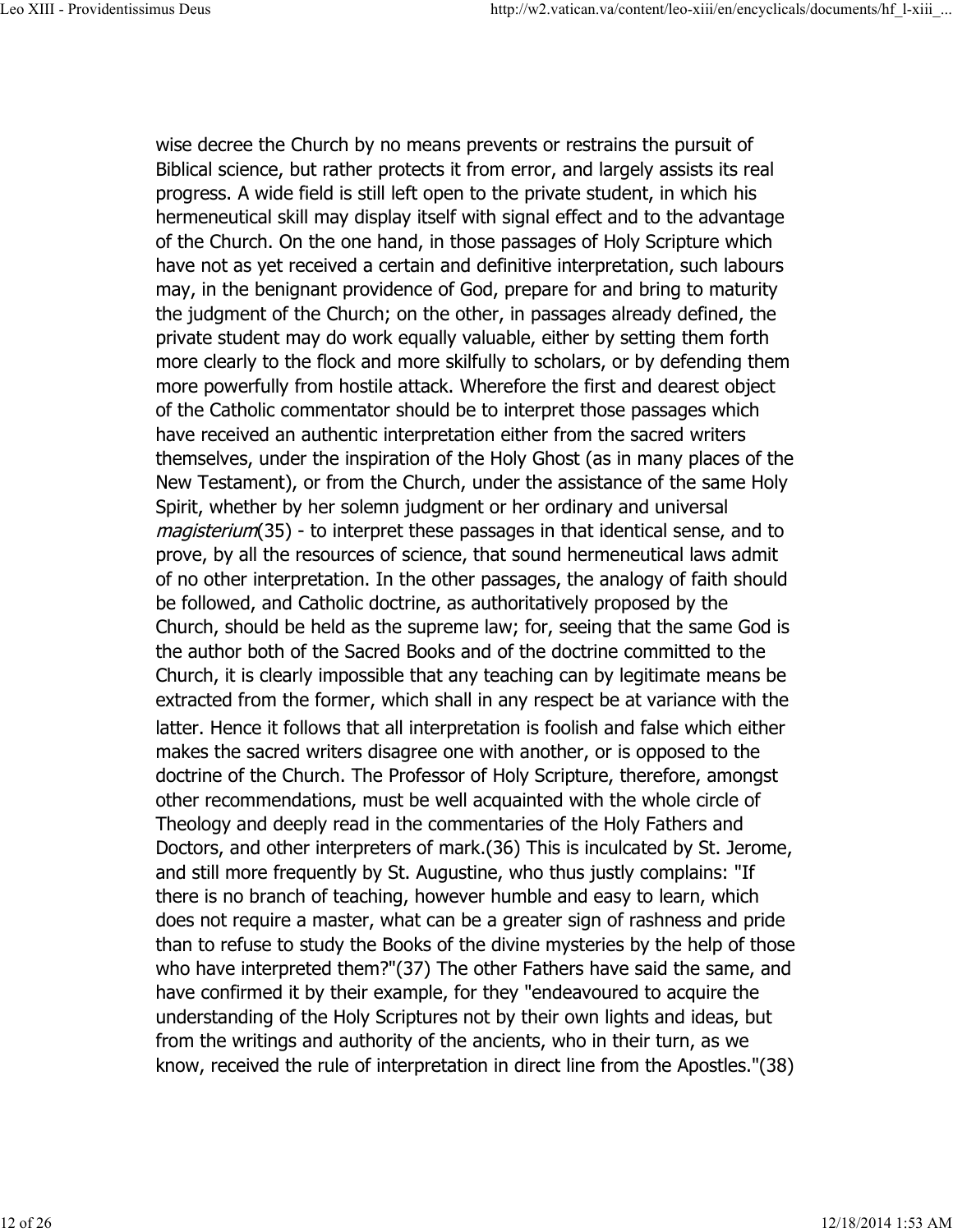wise decree the Church by no means prevents or restrains the pursuit of Biblical science, but rather protects it from error, and largely assists its real progress. A wide field is still left open to the private student, in which his hermeneutical skill may display itself with signal effect and to the advantage of the Church. On the one hand, in those passages of Holy Scripture which have not as yet received a certain and definitive interpretation, such labours may, in the benignant providence of God, prepare for and bring to maturity the judgment of the Church; on the other, in passages already defined, the private student may do work equally valuable, either by setting them forth more clearly to the flock and more skilfully to scholars, or by defending them more powerfully from hostile attack. Wherefore the first and dearest object of the Catholic commentator should be to interpret those passages which have received an authentic interpretation either from the sacred writers themselves, under the inspiration of the Holy Ghost (as in many places of the New Testament), or from the Church, under the assistance of the same Holy Spirit, whether by her solemn judgment or her ordinary and universal *magisterium*(35) - to interpret these passages in that identical sense, and to prove, by all the resources of science, that sound hermeneutical laws admit of no other interpretation. In the other passages, the analogy of faith should be followed, and Catholic doctrine, as authoritatively proposed by the Church, should be held as the supreme law; for, seeing that the same God is the author both of the Sacred Books and of the doctrine committed to the Church, it is clearly impossible that any teaching can by legitimate means be extracted from the former, which shall in any respect be at variance with the latter. Hence it follows that all interpretation is foolish and false which either makes the sacred writers disagree one with another, or is opposed to the doctrine of the Church. The Professor of Holy Scripture, therefore, amongst other recommendations, must be well acquainted with the whole circle of Theology and deeply read in the commentaries of the Holy Fathers and Doctors, and other interpreters of mark.(36) This is inculcated by St. Jerome, and still more frequently by St. Augustine, who thus justly complains: "If there is no branch of teaching, however humble and easy to learn, which does not require a master, what can be a greater sign of rashness and pride than to refuse to study the Books of the divine mysteries by the help of those who have interpreted them?"(37) The other Fathers have said the same, and have confirmed it by their example, for they "endeavoured to acquire the understanding of the Holy Scriptures not by their own lights and ideas, but from the writings and authority of the ancients, who in their turn, as we know, received the rule of interpretation in direct line from the Apostles."(38)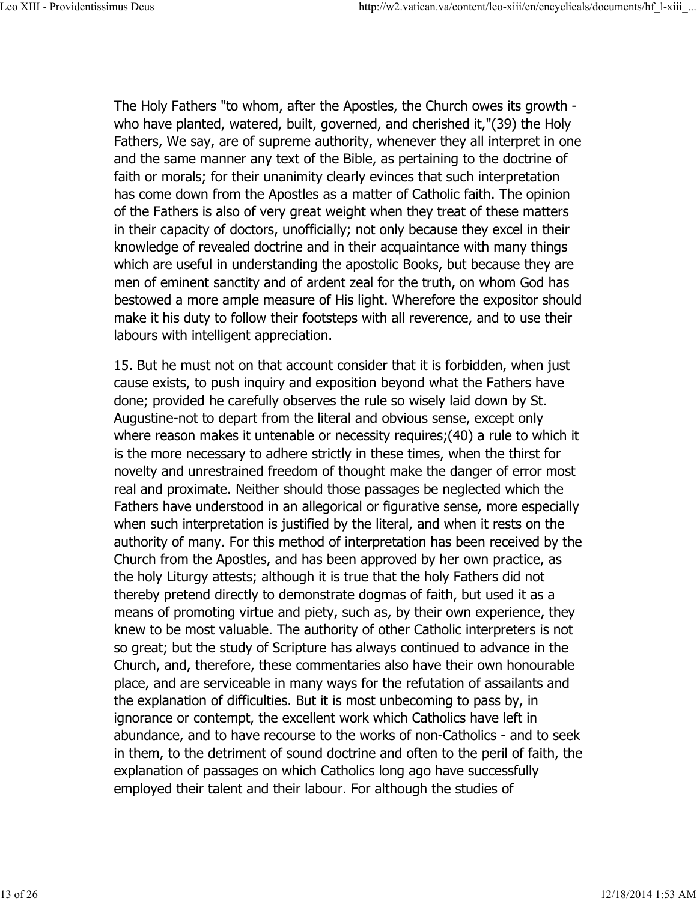The Holy Fathers "to whom, after the Apostles, the Church owes its growth - who have planted, watered, built, governed, and cherished it,"(39) the Holy Fathers, We say, are of supreme authority, whenever they all interpret in one and the same manner any text of the Bible, as pertaining to the doctrine of faith or morals; for their unanimity clearly evinces that such interpretation has come down from the Apostles as a matter of Catholic faith. The opinion of the Fathers is also of very great weight when they treat of these matters in their capacity of doctors, unofficially; not only because they excel in their knowledge of revealed doctrine and in their acquaintance with many things which are useful in understanding the apostolic Books, but because they are men of eminent sanctity and of ardent zeal for the truth, on whom God has bestowed a more ample measure of His light. Wherefore the expositor should make it his duty to follow their footsteps with all reverence, and to use their labours with intelligent appreciation.

15. But he must not on that account consider that it is forbidden, when just cause exists, to push inquiry and exposition beyond what the Fathers have done; provided he carefully observes the rule so wisely laid down by St. Augustine-not to depart from the literal and obvious sense, except only where reason makes it untenable or necessity requires;(40) a rule to which it is the more necessary to adhere strictly in these times, when the thirst for novelty and unrestrained freedom of thought make the danger of error most real and proximate. Neither should those passages be neglected which the Fathers have understood in an allegorical or figurative sense, more especially when such interpretation is justified by the literal, and when it rests on the authority of many. For this method of interpretation has been received by the Church from the Apostles, and has been approved by her own practice, as the holy Liturgy attests; although it is true that the holy Fathers did not thereby pretend directly to demonstrate dogmas of faith, but used it as a means of promoting virtue and piety, such as, by their own experience, they knew to be most valuable. The authority of other Catholic interpreters is not so great; but the study of Scripture has always continued to advance in the Church, and, therefore, these commentaries also have their own honourable place, and are serviceable in many ways for the refutation of assailants and the explanation of difficulties. But it is most unbecoming to pass by, in ignorance or contempt, the excellent work which Catholics have left in abundance, and to have recourse to the works of non-Catholics - and to seek in them, to the detriment of sound doctrine and often to the peril of faith, the explanation of passages on which Catholics long ago have successfully employed their talent and their labour. For although the studies of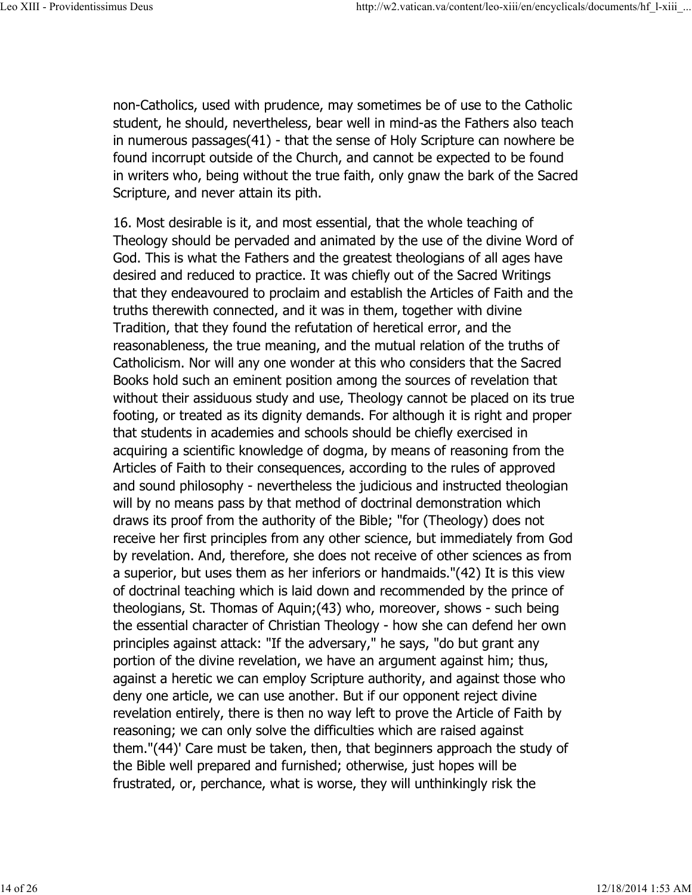non-Catholics, used with prudence, may sometimes be of use to the Catholic student, he should, nevertheless, bear well in mind-as the Fathers also teach in numerous passages(41) - that the sense of Holy Scripture can nowhere be found incorrupt outside of the Church, and cannot be expected to be found in writers who, being without the true faith, only gnaw the bark of the Sacred Scripture, and never attain its pith.

16. Most desirable is it, and most essential, that the whole teaching of Theology should be pervaded and animated by the use of the divine Word of God. This is what the Fathers and the greatest theologians of all ages have desired and reduced to practice. It was chiefly out of the Sacred Writings that they endeavoured to proclaim and establish the Articles of Faith and the truths therewith connected, and it was in them, together with divine Tradition, that they found the refutation of heretical error, and the reasonableness, the true meaning, and the mutual relation of the truths of Catholicism. Nor will any one wonder at this who considers that the Sacred Books hold such an eminent position among the sources of revelation that without their assiduous study and use, Theology cannot be placed on its true footing, or treated as its dignity demands. For although it is right and proper that students in academies and schools should be chiefly exercised in acquiring a scientific knowledge of dogma, by means of reasoning from the Articles of Faith to their consequences, according to the rules of approved and sound philosophy - nevertheless the judicious and instructed theologian will by no means pass by that method of doctrinal demonstration which draws its proof from the authority of the Bible; "for (Theology) does not receive her first principles from any other science, but immediately from God by revelation. And, therefore, she does not receive of other sciences as from a superior, but uses them as her inferiors or handmaids."(42) It is this view of doctrinal teaching which is laid down and recommended by the prince of theologians, St. Thomas of Aquin;(43) who, moreover, shows - such being the essential character of Christian Theology - how she can defend her own principles against attack: "If the adversary," he says, "do but grant any portion of the divine revelation, we have an argument against him; thus, against a heretic we can employ Scripture authority, and against those who deny one article, we can use another. But if our opponent reject divine revelation entirely, there is then no way left to prove the Article of Faith by reasoning; we can only solve the difficulties which are raised against them."(44)' Care must be taken, then, that beginners approach the study of the Bible well prepared and furnished; otherwise, just hopes will be frustrated, or, perchance, what is worse, they will unthinkingly risk the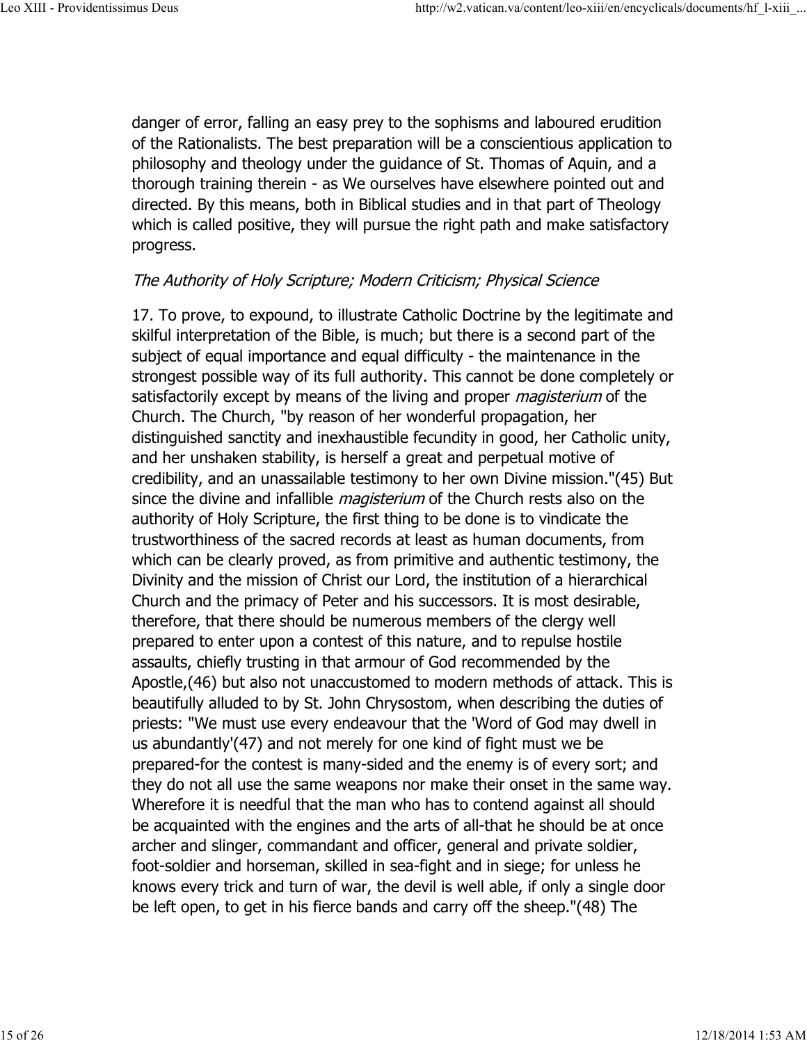danger of error, falling an easy prey to the sophisms and laboured erudition of the Rationalists. The best preparation will be a conscientious application to philosophy and theology under the guidance of St. Thomas of Aquin, and a thorough training therein - as We ourselves have elsewhere pointed out and directed. By this means, both in Biblical studies and in that part of Theology which is called positive, they will pursue the right path and make satisfactory progress.

*The Authority of Holy Scripture; Modern Criticism; Physical Science*

17. To prove, to expound, to illustrate Catholic Doctrine by the legitimate and skilful interpretation of the Bible, is much; but there is a second part of the subject of equal importance and equal difficulty - the maintenance in the strongest possible way of its full authority. This cannot be done completely or satisfactorily except by means of the living and proper *magisterium* of the Church. The Church, "by reason of her wonderful propagation, her distinguished sanctity and inexhaustible fecundity in good, her Catholic unity, and her unshaken stability, is herself a great and perpetual motive of credibility, and an unassailable testimony to her own Divine mission."(45) But since the divine and infallible *magisterium* of the Church rests also on the authority of Holy Scripture, the first thing to be done is to vindicate the trustworthiness of the sacred records at least as human documents, from which can be clearly proved, as from primitive and authentic testimony, the Divinity and the mission of Christ our Lord, the institution of a hierarchical Church and the primacy of Peter and his successors. It is most desirable, therefore, that there should be numerous members of the clergy well prepared to enter upon a contest of this nature, and to repulse hostile assaults, chiefly trusting in that armour of God recommended by the Apostle,(46) but also not unaccustomed to modern methods of attack. This is beautifully alluded to by St. John Chrysostom, when describing the duties of priests: "We must use every endeavour that the 'Word of God may dwell in us abundantly'(47) and not merely for one kind of fight must we be prepared-for the contest is many-sided and the enemy is of every sort; and they do not all use the same weapons nor make their onset in the same way. Wherefore it is needful that the man who has to contend against all should be acquainted with the engines and the arts of all-that he should be at once archer and slinger, commandant and officer, general and private soldier, foot-soldier and horseman, skilled in sea-fight and in siege; for unless he knows every trick and turn of war, the devil is well able, if only a single door be left open, to get in his fierce bands and carry off the sheep."(48) The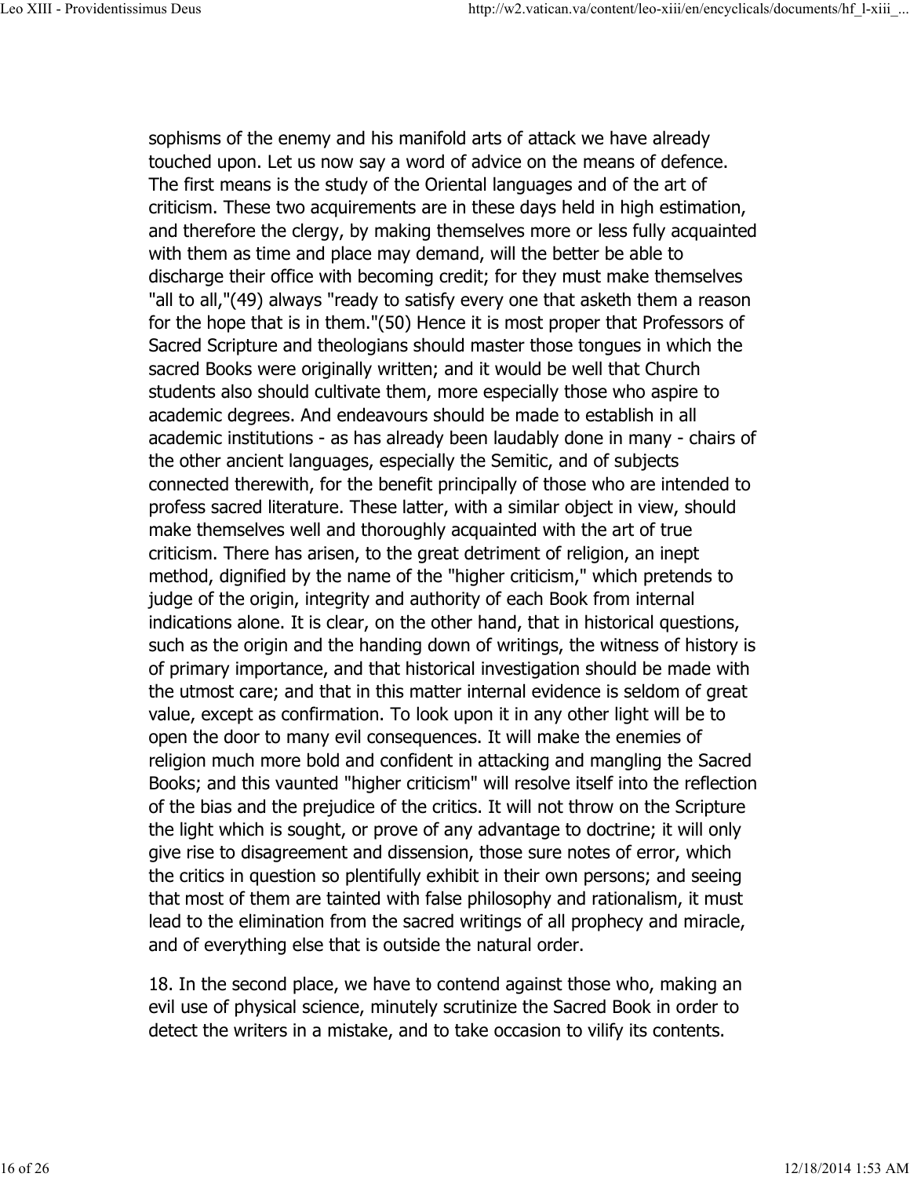sophisms of the enemy and his manifold arts of attack we have already touched upon. Let us now say a word of advice on the means of defence. The first means is the study of the Oriental languages and of the art of criticism. These two acquirements are in these days held in high estimation, and therefore the clergy, by making themselves more or less fully acquainted with them as time and place may demand, will the better be able to discharge their office with becoming credit; for they must make themselves "all to all,"(49) always "ready to satisfy every one that asketh them a reason for the hope that is in them."(50) Hence it is most proper that Professors of Sacred Scripture and theologians should master those tongues in which the sacred Books were originally written; and it would be well that Church students also should cultivate them, more especially those who aspire to academic degrees. And endeavours should be made to establish in all academic institutions - as has already been laudably done in many - chairs of the other ancient languages, especially the Semitic, and of subjects connected therewith, for the benefit principally of those who are intended to profess sacred literature. These latter, with a similar object in view, should make themselves well and thoroughly acquainted with the art of true criticism. There has arisen, to the great detriment of religion, an inept method, dignified by the name of the "higher criticism," which pretends to judge of the origin, integrity and authority of each Book from internal indications alone. It is clear, on the other hand, that in historical questions, such as the origin and the handing down of writings, the witness of history is of primary importance, and that historical investigation should be made with the utmost care; and that in this matter internal evidence is seldom of great value, except as confirmation. To look upon it in any other light will be to open the door to many evil consequences. It will make the enemies of religion much more bold and confident in attacking and mangling the Sacred Books; and this vaunted "higher criticism" will resolve itself into the reflection of the bias and the prejudice of the critics. It will not throw on the Scripture the light which is sought, or prove of any advantage to doctrine; it will only give rise to disagreement and dissension, those sure notes of error, which the critics in question so plentifully exhibit in their own persons; and seeing that most of them are tainted with false philosophy and rationalism, it must lead to the elimination from the sacred writings of all prophecy and miracle, and of everything else that is outside the natural order.

18. In the second place, we have to contend against those who, making an evil use of physical science, minutely scrutinize the Sacred Book in order to detect the writers in a mistake, and to take occasion to vilify its contents.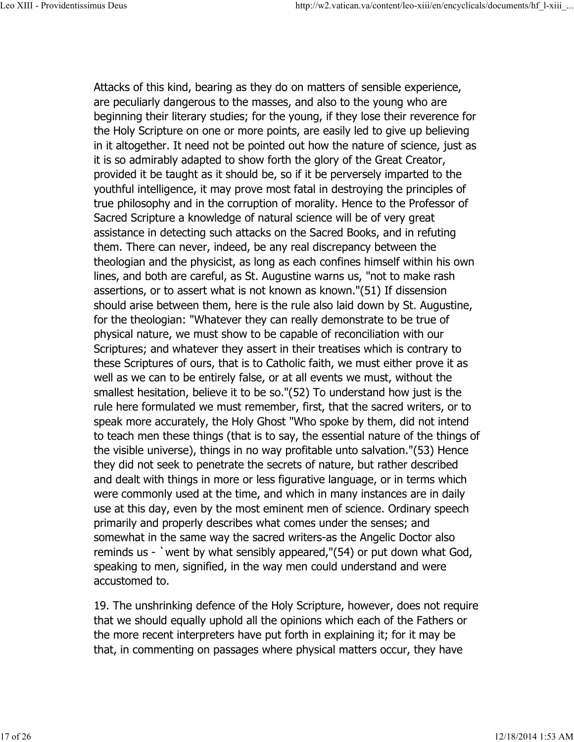Attacks of this kind, bearing as they do on matters of sensible experience, are peculiarly dangerous to the masses, and also to the young who are beginning their literary studies; for the young, if they lose their reverence for the Holy Scripture on one or more points, are easily led to give up believing in it altogether. It need not be pointed out how the nature of science, just as it is so admirably adapted to show forth the glory of the Great Creator, provided it be taught as it should be, so if it be perversely imparted to the youthful intelligence, it may prove most fatal in destroying the principles of true philosophy and in the corruption of morality. Hence to the Professor of Sacred Scripture a knowledge of natural science will be of very great assistance in detecting such attacks on the Sacred Books, and in refuting them. There can never, indeed, be any real discrepancy between the theologian and the physicist, as long as each confines himself within his own lines, and both are careful, as St. Augustine warns us, "not to make rash assertions, or to assert what is not known as known."(51) If dissension should arise between them, here is the rule also laid down by St. Augustine, for the theologian: "Whatever they can really demonstrate to be true of physical nature, we must show to be capable of reconciliation with our Scriptures; and whatever they assert in their treatises which is contrary to these Scriptures of ours, that is to Catholic faith, we must either prove it as well as we can to be entirely false, or at all events we must, without the smallest hesitation, believe it to be so."(52) To understand how just is the rule here formulated we must remember, first, that the sacred writers, or to speak more accurately, the Holy Ghost "Who spoke by them, did not intend to teach men these things (that is to say, the essential nature of the things of the visible universe), things in no way profitable unto salvation."(53) Hence they did not seek to penetrate the secrets of nature, but rather described and dealt with things in more or less figurative language, or in terms which were commonly used at the time, and which in many instances are in daily use at this day, even by the most eminent men of science. Ordinary speech primarily and properly describes what comes under the senses; and somewhat in the same way the sacred writers-as the Angelic Doctor also reminds us - `went by what sensibly appeared,"(54) or put down what God, speaking to men, signified, in the way men could understand and were accustomed to.

19. The unshrinking defence of the Holy Scripture, however, does not require that we should equally uphold all the opinions which each of the Fathers or the more recent interpreters have put forth in explaining it; for it may be that, in commenting on passages where physical matters occur, they have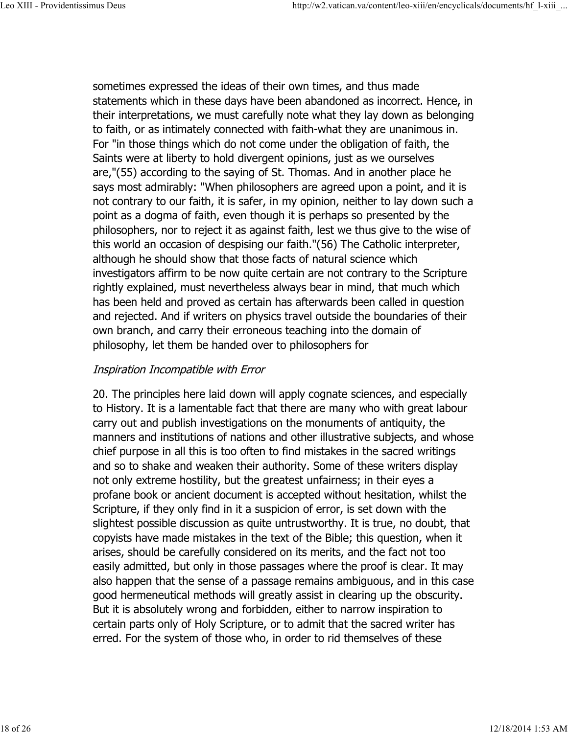sometimes expressed the ideas of their own times, and thus made statements which in these days have been abandoned as incorrect. Hence, in their interpretations, we must carefully note what they lay down as belonging to faith, or as intimately connected with faith-what they are unanimous in. For "in those things which do not come under the obligation of faith, the Saints were at liberty to hold divergent opinions, just as we ourselves are,"(55) according to the saying of St. Thomas. And in another place he says most admirably: "When philosophers are agreed upon a point, and it is not contrary to our faith, it is safer, in my opinion, neither to lay down such a point as a dogma of faith, even though it is perhaps so presented by the philosophers, nor to reject it as against faith, lest we thus give to the wise of this world an occasion of despising our faith."(56) The Catholic interpreter, although he should show that those facts of natural science which investigators affirm to be now quite certain are not contrary to the Scripture rightly explained, must nevertheless always bear in mind, that much which has been held and proved as certain has afterwards been called in question and rejected. And if writers on physics travel outside the boundaries of their own branch, and carry their erroneous teaching into the domain of philosophy, let them be handed over to philosophers for

*Inspiration Incompatible with Error*

20. The principles here laid down will apply cognate sciences, and especially to History. It is a lamentable fact that there are many who with great labour carry out and publish investigations on the monuments of antiquity, the manners and institutions of nations and other illustrative subjects, and whose chief purpose in all this is too often to find mistakes in the sacred writings and so to shake and weaken their authority. Some of these writers display not only extreme hostility, but the greatest unfairness; in their eyes a profane book or ancient document is accepted without hesitation, whilst the Scripture, if they only find in it a suspicion of error, is set down with the slightest possible discussion as quite untrustworthy. It is true, no doubt, that copyists have made mistakes in the text of the Bible; this question, when it arises, should be carefully considered on its merits, and the fact not too easily admitted, but only in those passages where the proof is clear. It may also happen that the sense of a passage remains ambiguous, and in this case good hermeneutical methods will greatly assist in clearing up the obscurity. But it is absolutely wrong and forbidden, either to narrow inspiration to certain parts only of Holy Scripture, or to admit that the sacred writer has erred. For the system of those who, in order to rid themselves of these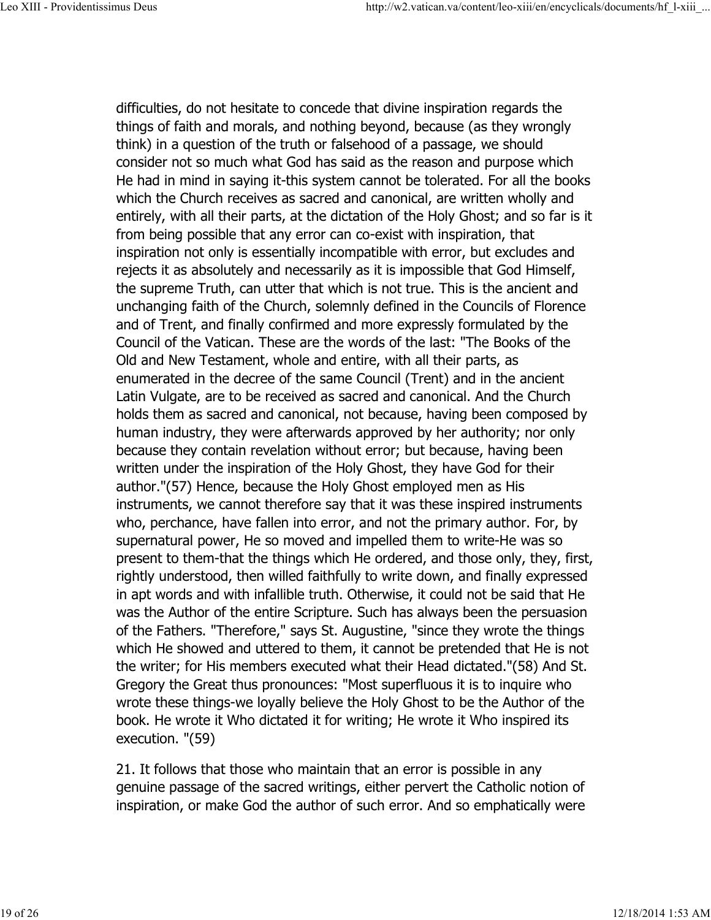difficulties, do not hesitate to concede that divine inspiration regards the things of faith and morals, and nothing beyond, because (as they wrongly think) in a question of the truth or falsehood of a passage, we should consider not so much what God has said as the reason and purpose which He had in mind in saying it-this system cannot be tolerated. For all the books which the Church receives as sacred and canonical, are written wholly and entirely, with all their parts, at the dictation of the Holy Ghost; and so far is it from being possible that any error can co-exist with inspiration, that inspiration not only is essentially incompatible with error, but excludes and rejects it as absolutely and necessarily as it is impossible that God Himself, the supreme Truth, can utter that which is not true. This is the ancient and unchanging faith of the Church, solemnly defined in the Councils of Florence and of Trent, and finally confirmed and more expressly formulated by the Council of the Vatican. These are the words of the last: "The Books of the Old and New Testament, whole and entire, with all their parts, as enumerated in the decree of the same Council (Trent) and in the ancient Latin Vulgate, are to be received as sacred and canonical. And the Church holds them as sacred and canonical, not because, having been composed by human industry, they were afterwards approved by her authority; nor only because they contain revelation without error; but because, having been written under the inspiration of the Holy Ghost, they have God for their author."(57) Hence, because the Holy Ghost employed men as His instruments, we cannot therefore say that it was these inspired instruments who, perchance, have fallen into error, and not the primary author. For, by supernatural power, He so moved and impelled them to write-He was so present to them-that the things which He ordered, and those only, they, first, rightly understood, then willed faithfully to write down, and finally expressed in apt words and with infallible truth. Otherwise, it could not be said that He was the Author of the entire Scripture. Such has always been the persuasion of the Fathers. "Therefore," says St. Augustine, "since they wrote the things which He showed and uttered to them, it cannot be pretended that He is not the writer; for His members executed what their Head dictated."(58) And St. Gregory the Great thus pronounces: "Most superfluous it is to inquire who wrote these things-we loyally believe the Holy Ghost to be the Author of the book. He wrote it Who dictated it for writing; He wrote it Who inspired its execution. "(59)

21. It follows that those who maintain that an error is possible in any genuine passage of the sacred writings, either pervert the Catholic notion of inspiration, or make God the author of such error. And so emphatically were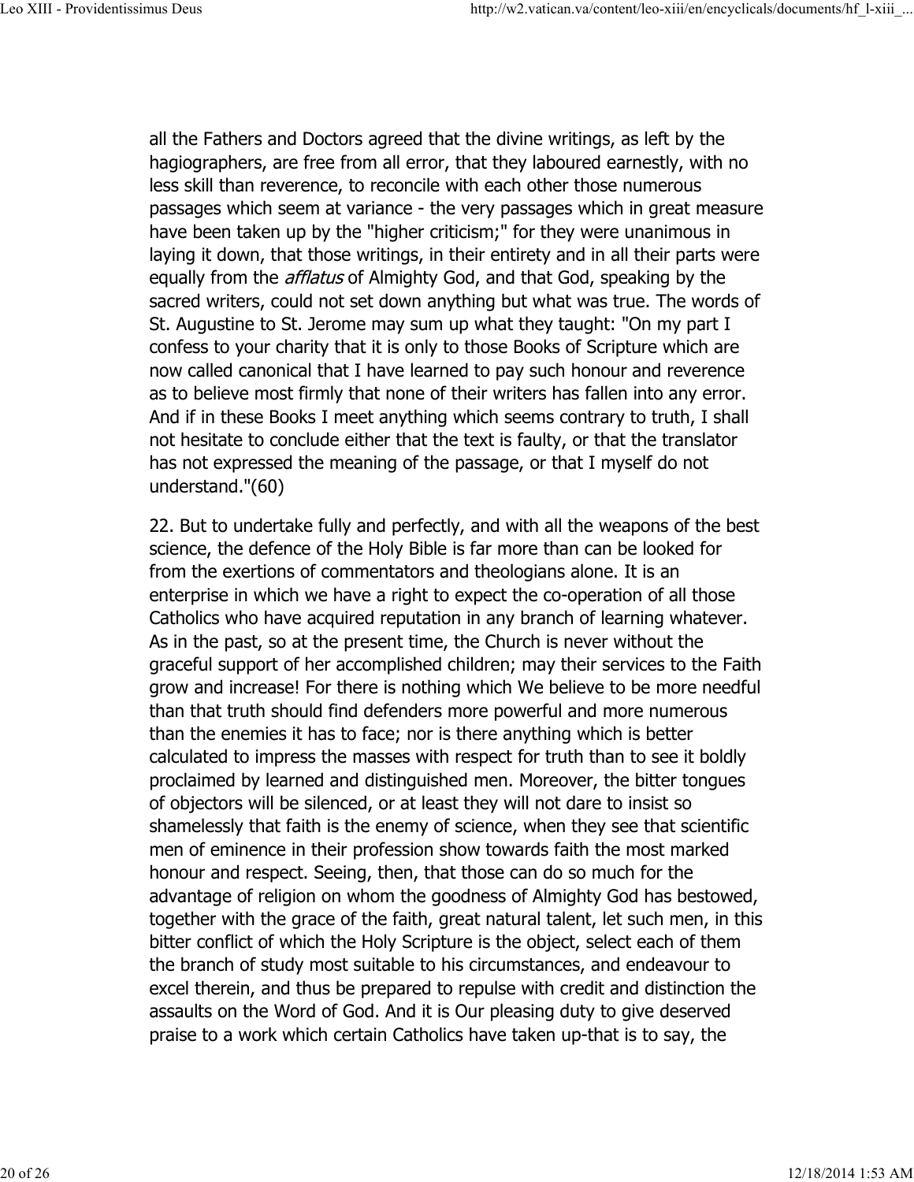all the Fathers and Doctors agreed that the divine writings, as left by the hagiographers, are free from all error, that they laboured earnestly, with no less skill than reverence, to reconcile with each other those numerous passages which seem at variance - the very passages which in great measure have been taken up by the "higher criticism;" for they were unanimous in laying it down, that those writings, in their entirety and in all their parts were equally from the *afflatus* of Almighty God, and that God, speaking by the sacred writers, could not set down anything but what was true. The words of St. Augustine to St. Jerome may sum up what they taught: "On my part I confess to your charity that it is only to those Books of Scripture which are now called canonical that I have learned to pay such honour and reverence as to believe most firmly that none of their writers has fallen into any error. And if in these Books I meet anything which seems contrary to truth, I shall not hesitate to conclude either that the text is faulty, or that the translator has not expressed the meaning of the passage, or that I myself do not understand."(60)

22. But to undertake fully and perfectly, and with all the weapons of the best science, the defence of the Holy Bible is far more than can be looked for from the exertions of commentators and theologians alone. It is an enterprise in which we have a right to expect the co-operation of all those Catholics who have acquired reputation in any branch of learning whatever. As in the past, so at the present time, the Church is never without the graceful support of her accomplished children; may their services to the Faith grow and increase! For there is nothing which We believe to be more needful than that truth should find defenders more powerful and more numerous than the enemies it has to face; nor is there anything which is better calculated to impress the masses with respect for truth than to see it boldly proclaimed by learned and distinguished men. Moreover, the bitter tongues of objectors will be silenced, or at least they will not dare to insist so shamelessly that faith is the enemy of science, when they see that scientific men of eminence in their profession show towards faith the most marked honour and respect. Seeing, then, that those can do so much for the advantage of religion on whom the goodness of Almighty God has bestowed, together with the grace of the faith, great natural talent, let such men, in this bitter conflict of which the Holy Scripture is the object, select each of them the branch of study most suitable to his circumstances, and endeavour to excel therein, and thus be prepared to repulse with credit and distinction the assaults on the Word of God. And it is Our pleasing duty to give deserved praise to a work which certain Catholics have taken up-that is to say, the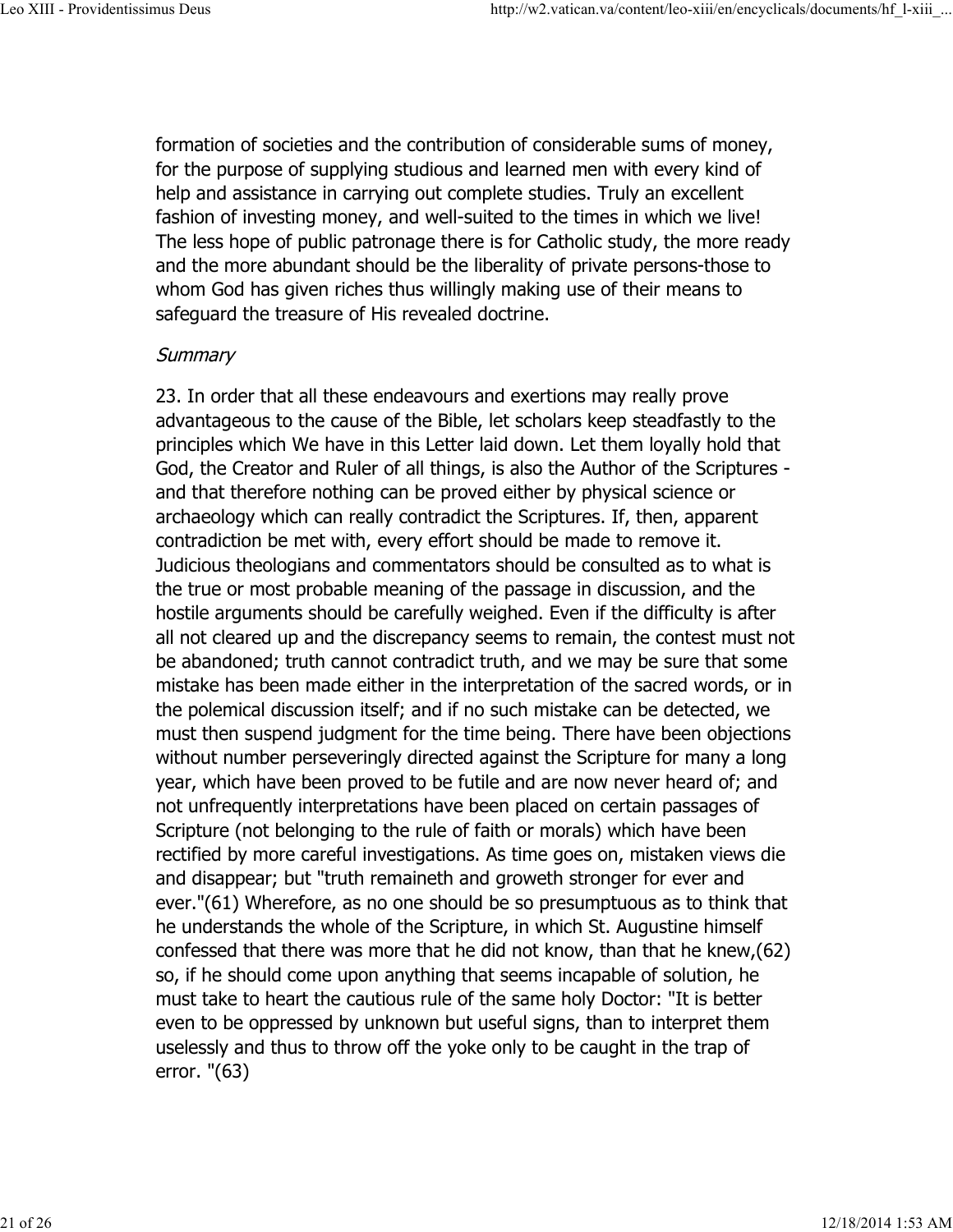formation of societies and the contribution of considerable sums of money, for the purpose of supplying studious and learned men with every kind of help and assistance in carrying out complete studies. Truly an excellent fashion of investing money, and well-suited to the times in which we live! The less hope of public patronage there is for Catholic study, the more ready and the more abundant should be the liberality of private persons-those to whom God has given riches thus willingly making use of their means to safeguard the treasure of His revealed doctrine.

*Summary*

23. In order that all these endeavours and exertions may really prove advantageous to the cause of the Bible, let scholars keep steadfastly to the principles which We have in this Letter laid down. Let them loyally hold that God, the Creator and Ruler of all things, is also the Author of the Scriptures - and that therefore nothing can be proved either by physical science or archaeology which can really contradict the Scriptures. If, then, apparent contradiction be met with, every effort should be made to remove it. Judicious theologians and commentators should be consulted as to what is the true or most probable meaning of the passage in discussion, and the hostile arguments should be carefully weighed. Even if the difficulty is after all not cleared up and the discrepancy seems to remain, the contest must not be abandoned; truth cannot contradict truth, and we may be sure that some mistake has been made either in the interpretation of the sacred words, or in the polemical discussion itself; and if no such mistake can be detected, we must then suspend judgment for the time being. There have been objections without number perseveringly directed against the Scripture for many a long year, which have been proved to be futile and are now never heard of; and not unfrequently interpretations have been placed on certain passages of Scripture (not belonging to the rule of faith or morals) which have been rectified by more careful investigations. As time goes on, mistaken views die and disappear; but "truth remaineth and groweth stronger for ever and ever."(61) Wherefore, as no one should be so presumptuous as to think that he understands the whole of the Scripture, in which St. Augustine himself confessed that there was more that he did not know, than that he knew,(62) so, if he should come upon anything that seems incapable of solution, he must take to heart the cautious rule of the same holy Doctor: "It is better even to be oppressed by unknown but useful signs, than to interpret them uselessly and thus to throw off the yoke only to be caught in the trap of error. "(63)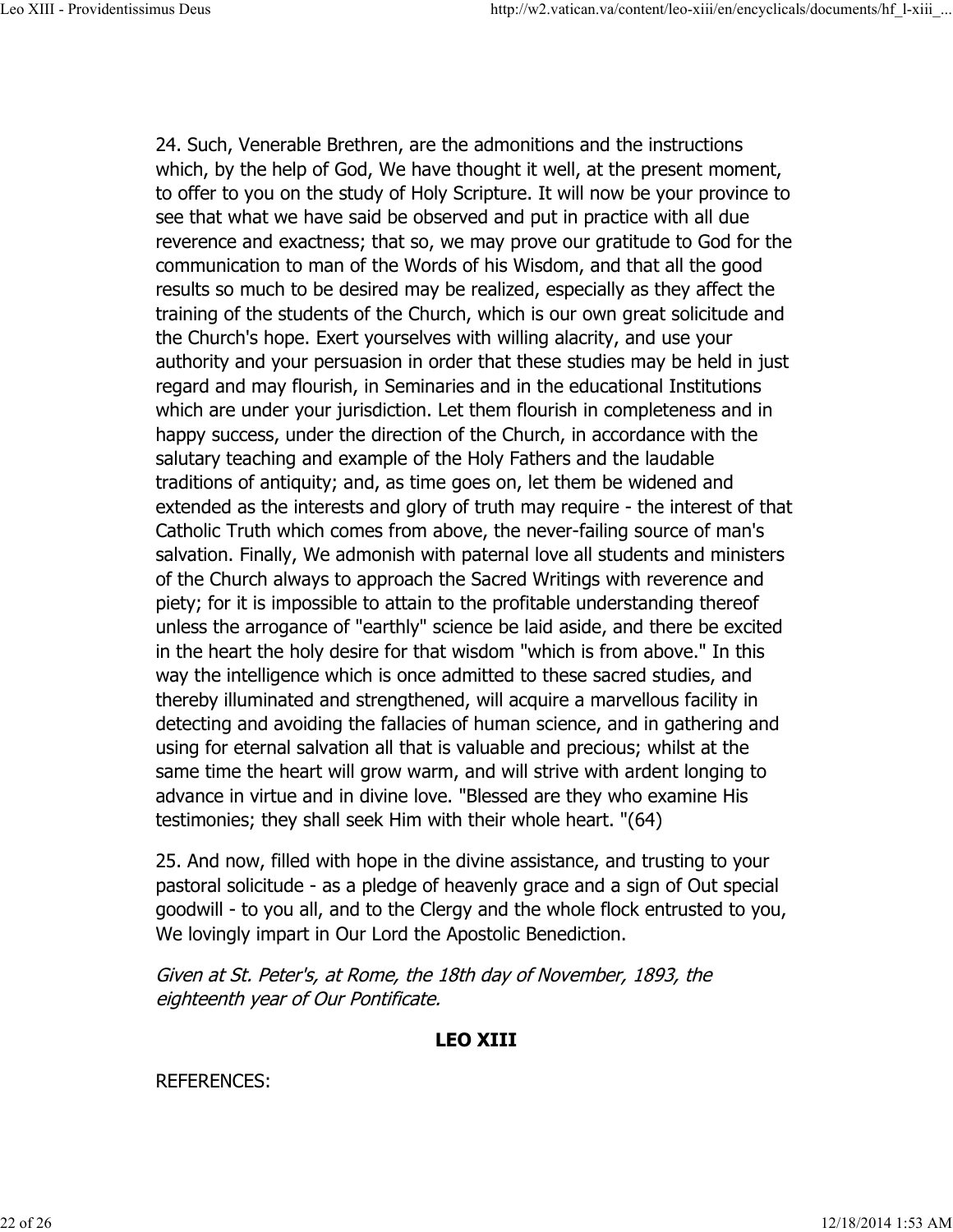24. Such, Venerable Brethren, are the admonitions and the instructions which, by the help of God, We have thought it well, at the present moment, to offer to you on the study of Holy Scripture. It will now be your province to see that what we have said be observed and put in practice with all due reverence and exactness; that so, we may prove our gratitude to God for the communication to man of the Words of his Wisdom, and that all the good results so much to be desired may be realized, especially as they affect the training of the students of the Church, which is our own great solicitude and the Church's hope. Exert yourselves with willing alacrity, and use your authority and your persuasion in order that these studies may be held in just regard and may flourish, in Seminaries and in the educational Institutions which are under your jurisdiction. Let them flourish in completeness and in happy success, under the direction of the Church, in accordance with the salutary teaching and example of the Holy Fathers and the laudable traditions of antiquity; and, as time goes on, let them be widened and extended as the interests and glory of truth may require - the interest of that Catholic Truth which comes from above, the never-failing source of man's salvation. Finally, We admonish with paternal love all students and ministers of the Church always to approach the Sacred Writings with reverence and piety; for it is impossible to attain to the profitable understanding thereof unless the arrogance of "earthly" science be laid aside, and there be excited in the heart the holy desire for that wisdom "which is from above." In this way the intelligence which is once admitted to these sacred studies, and thereby illuminated and strengthened, will acquire a marvellous facility in detecting and avoiding the fallacies of human science, and in gathering and using for eternal salvation all that is valuable and precious; whilst at the same time the heart will grow warm, and will strive with ardent longing to advance in virtue and in divine love. "Blessed are they who examine His testimonies; they shall seek Him with their whole heart. "(64)

25. And now, filled with hope in the divine assistance, and trusting to your pastoral solicitude - as a pledge of heavenly grace and a sign of Out special goodwill - to you all, and to the Clergy and the whole flock entrusted to you, We lovingly impart in Our Lord the Apostolic Benediction.

*Given at St. Peter's, at Rome, the 18th day of November, 1893, the eighteenth year of Our Pontificate.*

**LEO XIII**

REFERENCES: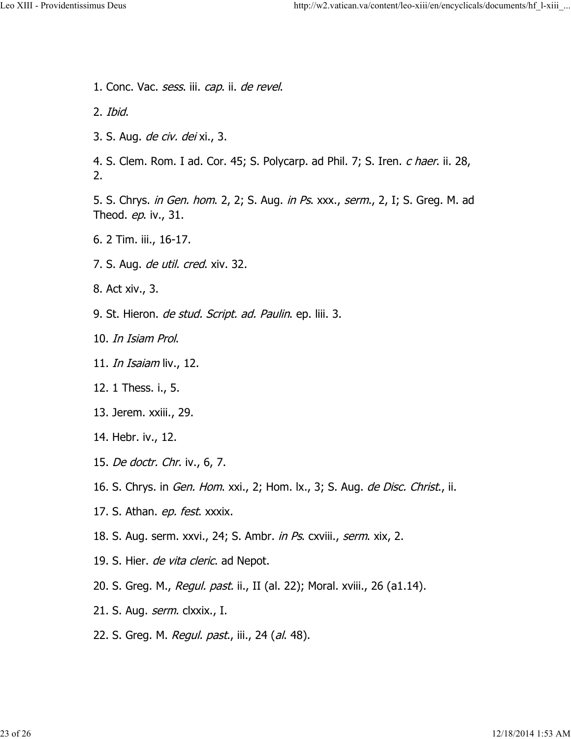1. Conc. Vac. *sess*. iii. *cap*. ii. *de revel*.

2. *Ibid*.

3. S. Aug. *de civ. dei* xi., 3.

4. S. Clem. Rom. I ad. Cor. 45; S. Polycarp. ad Phil. 7; S. Iren. *c haer*. ii. 28, 2.

5. S. Chrys. *in Gen. hom*. 2, 2; S. Aug. *in Ps*. xxx., *serm*., 2, I; S. Greg. M. ad Theod. *ep*. iv., 31.

6. 2 Tim. iii., 16-17.

7. S. Aug. *de util. cred*. xiv. 32.

8. Act xiv., 3.

9. St. Hieron. *de stud. Script. ad. Paulin*. ep. liii. 3.

10. *In Isiam Prol*.

11. *In Isaiam* liv., 12.

12. 1 Thess. i., 5.

13. Jerem. xxiii., 29.

14. Hebr. iv., 12.

15. *De doctr. Chr*. iv., 6, 7.

16. S. Chrys. in *Gen. Hom*. xxi., 2; Hom. lx., 3; S. Aug. *de Disc. Christ*., ii.

17. S. Athan. *ep. fest*. xxxix.

18. S. Aug. serm. xxvi., 24; S. Ambr. *in Ps*. cxviii., *serm*. xix, 2.

19. S. Hier. *de vita cleric*. ad Nepot.

20. S. Greg. M., *Regul. past.* ii., II (al. 22); Moral. xviii., 26 (a1.14).

21. S. Aug. *serm*. clxxix., I.

22. S. Greg. M. *Regul. past*., iii., 24 (*al*. 48).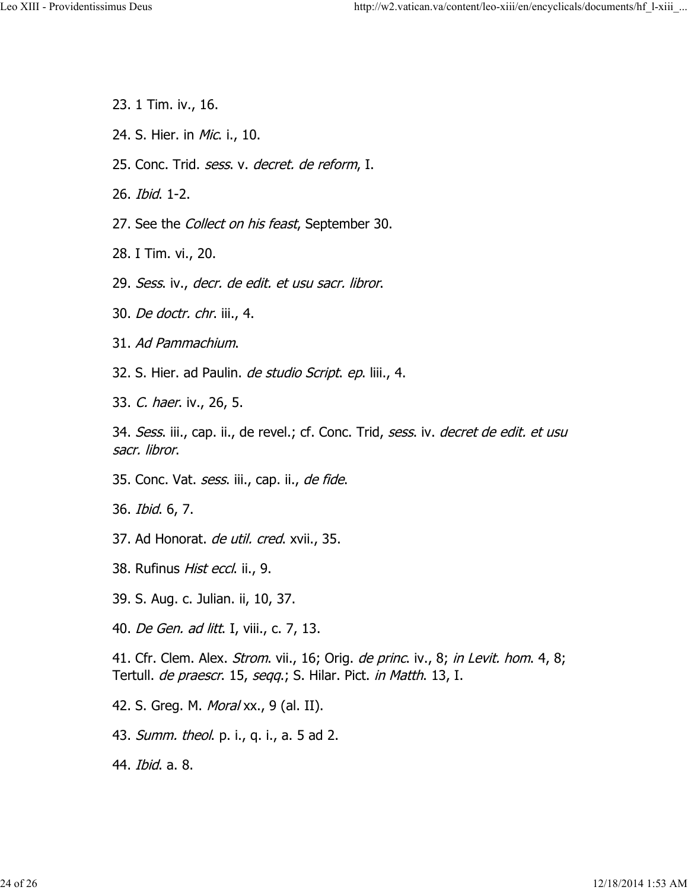23. 1 Tim. iv., 16.

24. S. Hier. in *Mic*. i., 10.

25. Conc. Trid. *sess*. v. *decret. de reform*, I.

26. *Ibid*. 1-2.

27. See the *Collect on his feast*, September 30.

28. I Tim. vi., 20.

29. *Sess*. iv., *decr. de edit. et usu sacr. libror*.

30. *De doctr. chr*. iii., 4.

31. *Ad Pammachium*.

32. S. Hier. ad Paulin. *de studio Script*. *ep*. liii., 4.

33. *C. haer*. iv., 26, 5.

34. *Sess*. iii., cap. ii., de revel.; cf. Conc. Trid, *sess*. iv. *decret de edit. et usu sacr. libror*.

35. Conc. Vat. *sess*. iii., cap. ii., *de fide*.

36. *Ibid*. 6, 7.

37. Ad Honorat. *de util. cred*. xvii., 35.

38. Rufinus *Hist eccl*. ii., 9.

39. S. Aug. c. Julian. ii, 10, 37.

40. *De Gen. ad litt*. I, viii., c. 7, 13.

41. Cfr. Clem. Alex. *Strom*. vii., 16; Orig. *de princ*. iv., 8; *in Levit. hom*. 4, 8; Tertull. *de praescr*. 15, *seqq*.; S. Hilar. Pict. *in Matth*. 13, I.

42. S. Greg. M. *Moral* xx., 9 (al. II).

43. *Summ. theol*. p. i., q. i., a. 5 ad 2.

44. *Ibid*. a. 8.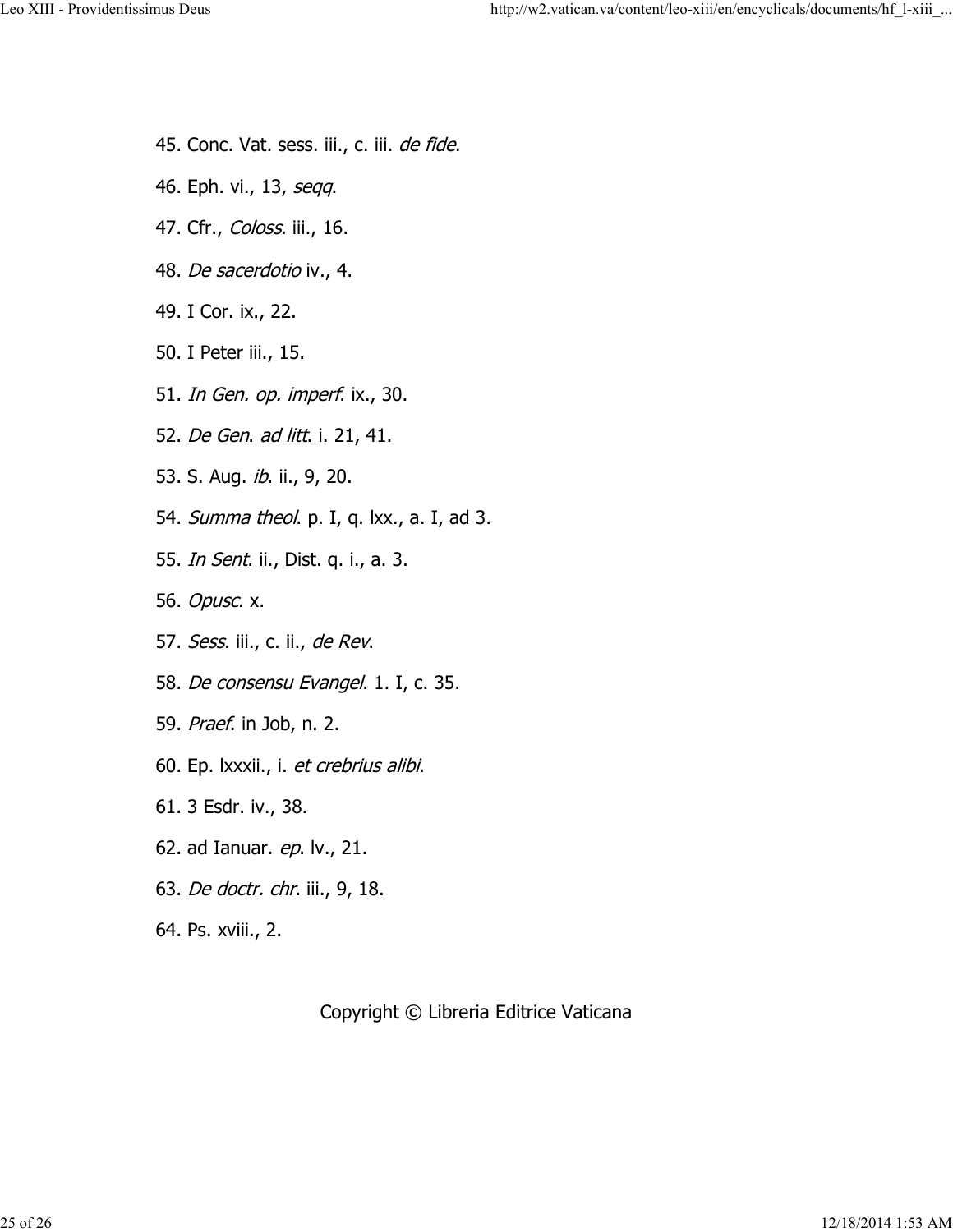45. Conc. Vat. sess. iii., c. iii. *de fide*.

46. Eph. vi., 13, *seqq*.

47. Cfr., *Coloss*. iii., 16.

48. *De sacerdotio* iv., 4.

49. I Cor. ix., 22.

50. I Peter iii., 15.

51. *In Gen. op. imperf*. ix., 30.

52. *De Gen. ad litt*. i. 21, 41.

53. S. Aug. *ib*. ii., 9, 20.

54. *Summa theol*. p. I, q. lxx., a. I, ad 3.

55. *In Sent*. ii., Dist. q. i., a. 3.

56. *Opusc*. x.

57. *Sess*. iii., c. ii., *de Rev*.

58. *De consensu Evangel*. 1. I, c. 35.

59. *Praef*. in Job, n. 2.

60. Ep. lxxxii., i. *et crebrius alibi*.

61. 3 Esdr. iv., 38.

62. ad Ianuar. *ep*. lv., 21.

63. *De doctr. chr*. iii., 9, 18.

64. Ps. xviii., 2.

Copyright © Libreria Editrice Vaticana